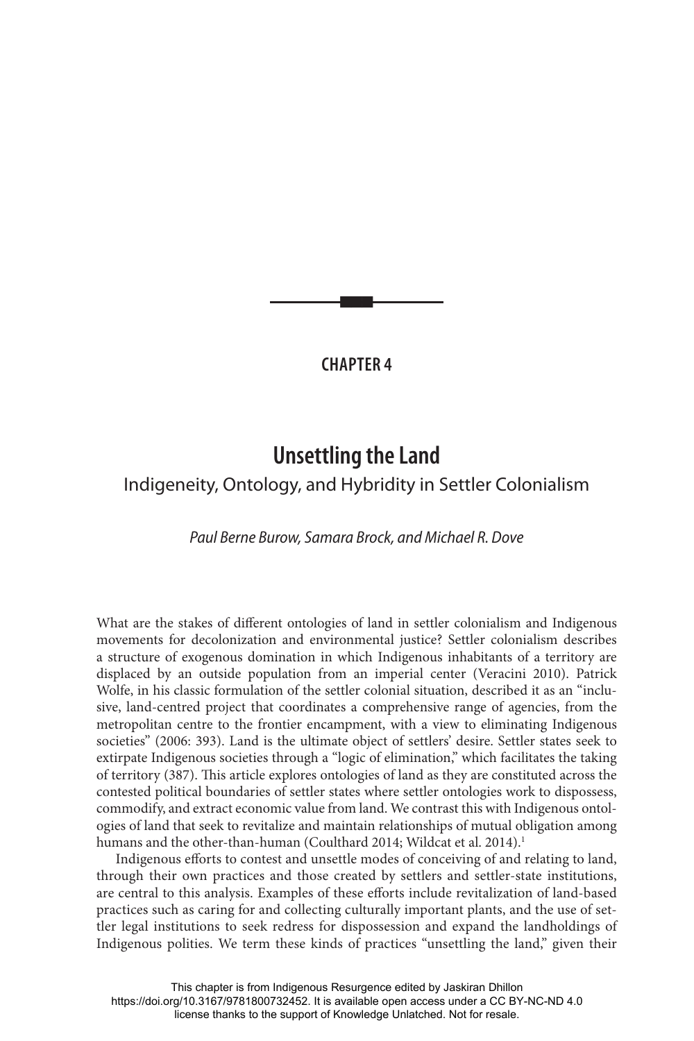CHAPTER 4

# Unsettling the Land

## Indigeneity, Ontology, and Hybridity in Settler Colonialism

*Paul Berne Burow, Samara Brock, and Michael R. Dove*

What are the stakes of different ontologies of land in settler colonialism and Indigenous movements for decolonization and environmental justice? Settler colonialism describes a structure of exogenous domination in which Indigenous inhabitants of a territory are displaced by an outside population from an imperial center (Veracini 2010). Patrick Wolfe, in his classic formulation of the settler colonial situation, described it as an "inclusive, land-centred project that coordinates a comprehensive range of agencies, from the metropolitan centre to the frontier encampment, with a view to eliminating Indigenous societies" (2006: 393). Land is the ultimate object of settlers' desire. Settler states seek to extirpate Indigenous societies through a "logic of elimination," which facilitates the taking of territory (387). This article explores ontologies of land as they are constituted across the contested political boundaries of settler states where settler ontologies work to dispossess, commodify, and extract economic value from land. We contrast this with Indigenous ontologies of land that seek to revitalize and maintain relationships of mutual obligation among humans and the other-than-human (Coulthard 2014; Wildcat et al. 2014).[1]

Indigenous efforts to contest and unsettle modes of conceiving of and relating to land, through their own practices and those created by settlers and settler-state institutions, are central to this analysis. Examples of these efforts include revitalization of land-based practices such as caring for and collecting culturally important plants, and the use of settler legal institutions to seek redress for dispossession and expand the landholdings of Indigenous polities. We term these kinds of practices "unsettling the land," given their

This chapter is from Indigenous Resurgence edited by Jaskiran Dhillon https://doi.org/10.3167/9781800732452. It is available open access under a CC BY-NC-ND 4.0 license thanks to the support of Knowledge Unlatched. Not for resale.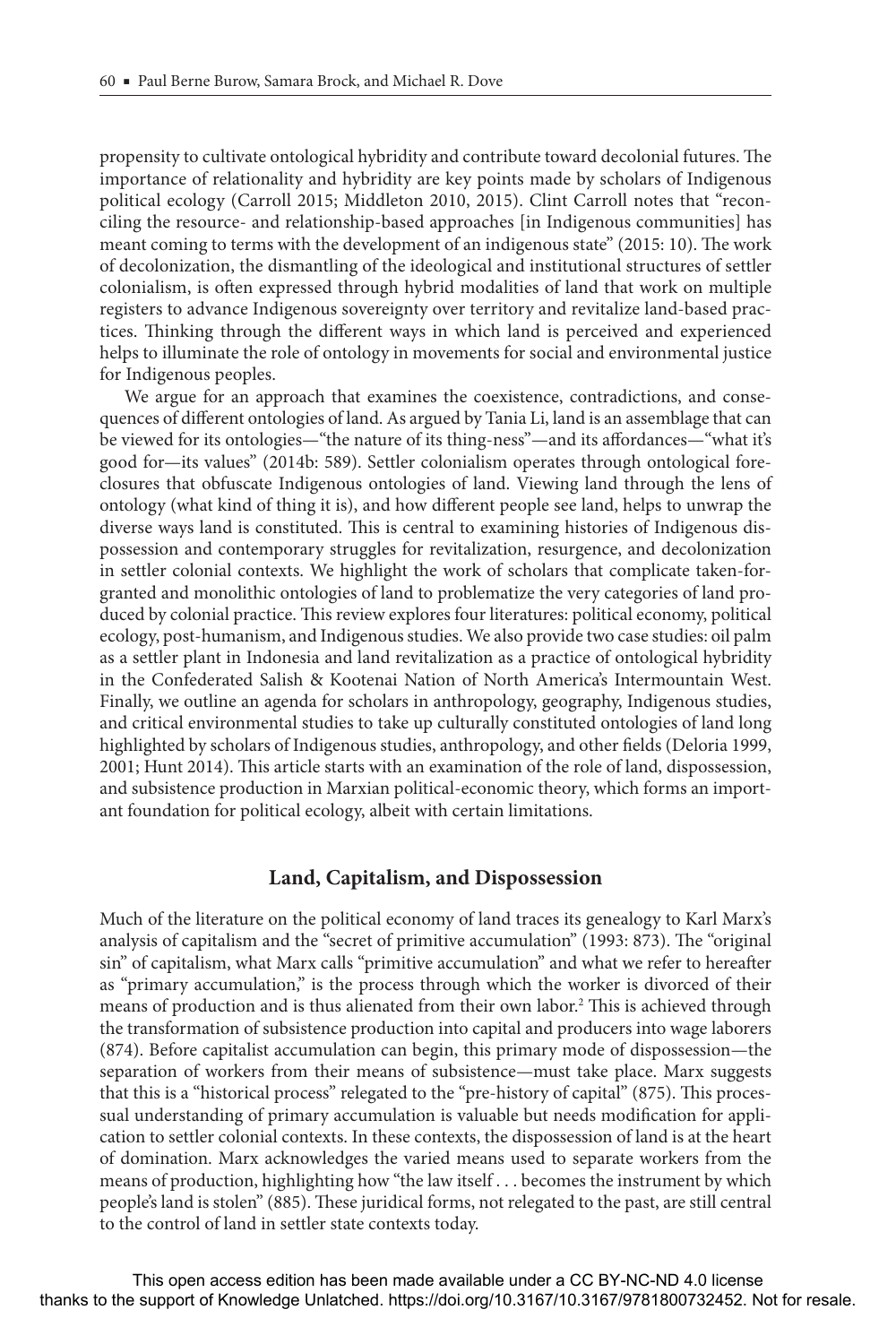propensity to cultivate ontological hybridity and contribute toward decolonial futures. The importance of relationality and hybridity are key points made by scholars of Indigenous political ecology (Carroll 2015; Middleton 2010, 2015). Clint Carroll notes that "reconciling the resource- and relationship-based approaches [in Indigenous communities] has meant coming to terms with the development of an indigenous state" (2015: 10). The work of decolonization, the dismantling of the ideological and institutional structures of settler colonialism, is often expressed through hybrid modalities of land that work on multiple registers to advance Indigenous sovereignty over territory and revitalize land-based practices. Thinking through the different ways in which land is perceived and experienced helps to illuminate the role of ontology in movements for social and environmental justice for Indigenous peoples.

We argue for an approach that examines the coexistence, contradictions, and consequences of different ontologies of land. As argued by Tania Li, land is an assemblage that can be viewed for its ontologies—"the nature of its thing-ness"—and its affordances—"what it's good for—its values" (2014b: 589). Settler colonialism operates through ontological foreclosures that obfuscate Indigenous ontologies of land. Viewing land through the lens of ontology (what kind of thing it is), and how different people see land, helps to unwrap the diverse ways land is constituted. This is central to examining histories of Indigenous dispossession and contemporary struggles for revitalization, resurgence, and decolonization in settler colonial contexts. We highlight the work of scholars that complicate taken-for-granted and monolithic ontologies of land to problematize the very categories of land produced by colonial practice. This review explores four literatures: political economy, political ecology, post-humanism, and Indigenous studies. We also provide two case studies: oil palm as a settler plant in Indonesia and land revitalization as a practice of ontological hybridity in the Confederated Salish & Kootenai Nation of North America's Intermountain West. Finally, we outline an agenda for scholars in anthropology, geography, Indigenous studies, and critical environmental studies to take up culturally constituted ontologies of land long highlighted by scholars of Indigenous studies, anthropology, and other fields (Deloria 1999, 2001; Hunt 2014). This article starts with an examination of the role of land, dispossession, and subsistence production in Marxian political-economic theory, which forms an important foundation for political ecology, albeit with certain limitations.

## Land, Capitalism, and Dispossession

Much of the literature on the political economy of land traces its genealogy to Karl Marx's analysis of capitalism and the "secret of primitive accumulation" (1993: 873). The "original sin" of capitalism, what Marx calls "primitive accumulation" and what we refer to hereafter as "primary accumulation," is the process through which the worker is divorced of their means of production and is thus alienated from their own labor.[2] This is achieved through the transformation of subsistence production into capital and producers into wage laborers (874). Before capitalist accumulation can begin, this primary mode of dispossession—the separation of workers from their means of subsistence—must take place. Marx suggests that this is a "historical process" relegated to the "pre-history of capital" (875). This processual understanding of primary accumulation is valuable but needs modification for application to settler colonial contexts. In these contexts, the dispossession of land is at the heart of domination. Marx acknowledges the varied means used to separate workers from the means of production, highlighting how "the law itself . . . becomes the instrument by which people's land is stolen" (885). These juridical forms, not relegated to the past, are still central to the control of land in settler state contexts today.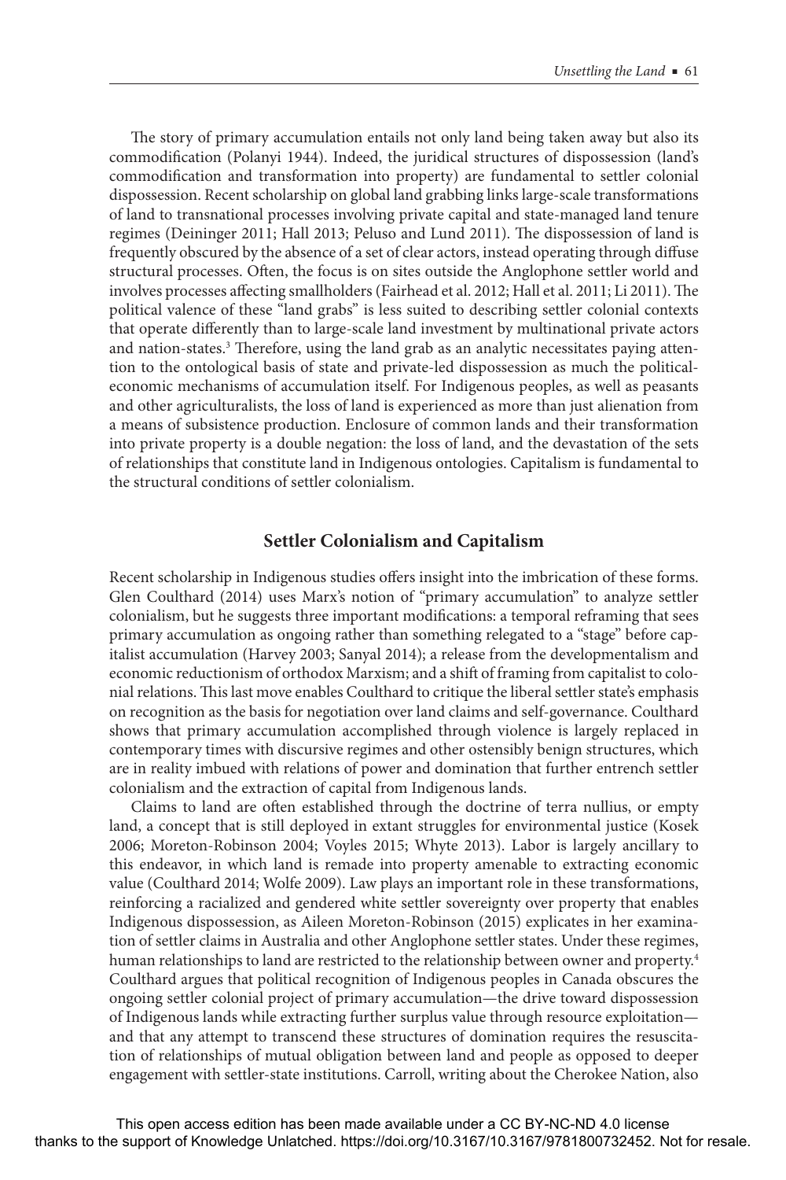The story of primary accumulation entails not only land being taken away but also its commodification (Polanyi 1944). Indeed, the juridical structures of dispossession (land's commodification and transformation into property) are fundamental to settler colonial dispossession. Recent scholarship on global land grabbing links large-scale transformations of land to transnational processes involving private capital and state-managed land tenure regimes (Deininger 2011; Hall 2013; Peluso and Lund 2011). The dispossession of land is frequently obscured by the absence of a set of clear actors, instead operating through diffuse structural processes. Often, the focus is on sites outside the Anglophone settler world and involves processes affecting smallholders (Fairhead et al. 2012; Hall et al. 2011; Li 2011). The political valence of these "land grabs" is less suited to describing settler colonial contexts that operate differently than to large-scale land investment by multinational private actors and nation-states.[3] Therefore, using the land grab as an analytic necessitates paying attention to the ontological basis of state and private-led dispossession as much the political-economic mechanisms of accumulation itself. For Indigenous peoples, as well as peasants and other agriculturalists, the loss of land is experienced as more than just alienation from a means of subsistence production. Enclosure of common lands and their transformation into private property is a double negation: the loss of land, and the devastation of the sets of relationships that constitute land in Indigenous ontologies. Capitalism is fundamental to the structural conditions of settler colonialism.

## Settler Colonialism and Capitalism

Recent scholarship in Indigenous studies offers insight into the imbrication of these forms. Glen Coulthard (2014) uses Marx's notion of "primary accumulation" to analyze settler colonialism, but he suggests three important modifications: a temporal reframing that sees primary accumulation as ongoing rather than something relegated to a "stage" before capitalist accumulation (Harvey 2003; Sanyal 2014); a release from the developmentalism and economic reductionism of orthodox Marxism; and a shift of framing from capitalist to colonial relations. This last move enables Coulthard to critique the liberal settler state's emphasis on recognition as the basis for negotiation over land claims and self-governance. Coulthard shows that primary accumulation accomplished through violence is largely replaced in contemporary times with discursive regimes and other ostensibly benign structures, which are in reality imbued with relations of power and domination that further entrench settler colonialism and the extraction of capital from Indigenous lands.

Claims to land are often established through the doctrine of terra nullius, or empty land, a concept that is still deployed in extant struggles for environmental justice (Kosek 2006; Moreton-Robinson 2004; Voyles 2015; Whyte 2013). Labor is largely ancillary to this endeavor, in which land is remade into property amenable to extracting economic value (Coulthard 2014; Wolfe 2009). Law plays an important role in these transformations, reinforcing a racialized and gendered white settler sovereignty over property that enables Indigenous dispossession, as Aileen Moreton-Robinson (2015) explicates in her examination of settler claims in Australia and other Anglophone settler states. Under these regimes, human relationships to land are restricted to the relationship between owner and property.[4] Coulthard argues that political recognition of Indigenous peoples in Canada obscures the ongoing settler colonial project of primary accumulation—the drive toward dispossession of Indigenous lands while extracting further surplus value through resource exploitation—and that any attempt to transcend these structures of domination requires the resuscitation of relationships of mutual obligation between land and people as opposed to deeper engagement with settler-state institutions. Carroll, writing about the Cherokee Nation, also

This open access edition has been made available under a CC BY-NC-ND 4.0 license thanks to the support of Knowledge Unlatched. https://doi.org/10.3167/10.3167/9781800732452. Not for resale.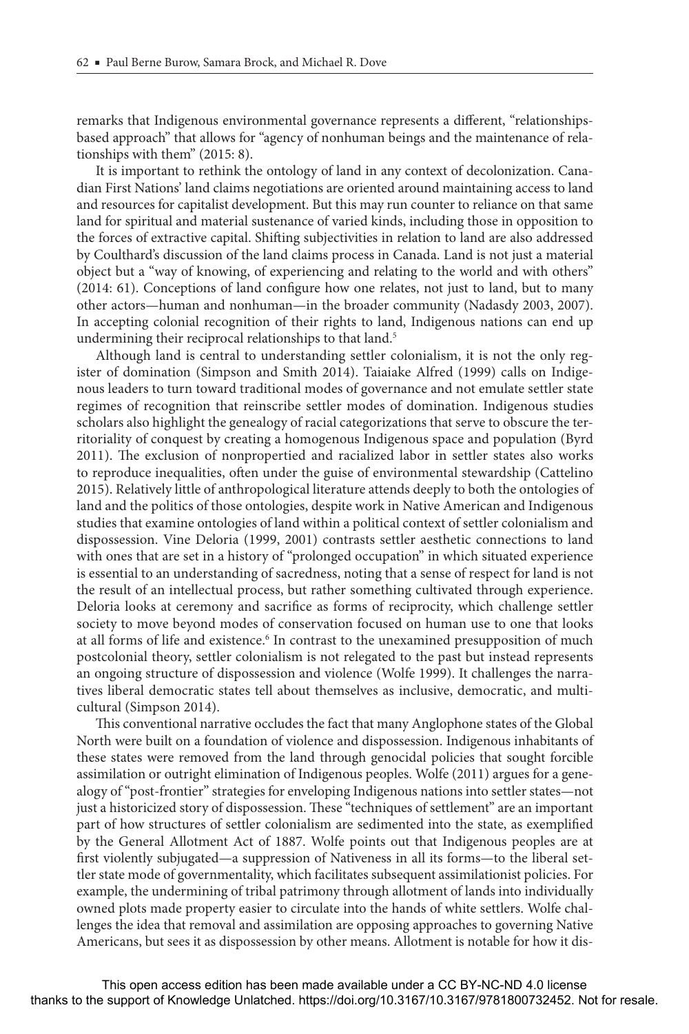remarks that Indigenous environmental governance represents a different, "relationships-based approach" that allows for "agency of nonhuman beings and the maintenance of relationships with them" (2015: 8).

It is important to rethink the ontology of land in any context of decolonization. Canadian First Nations' land claims negotiations are oriented around maintaining access to land and resources for capitalist development. But this may run counter to reliance on that same land for spiritual and material sustenance of varied kinds, including those in opposition to the forces of extractive capital. Shifting subjectivities in relation to land are also addressed by Coulthard's discussion of the land claims process in Canada. Land is not just a material object but a "way of knowing, of experiencing and relating to the world and with others" (2014: 61). Conceptions of land configure how one relates, not just to land, but to many other actors—human and nonhuman—in the broader community (Nadasdy 2003, 2007). In accepting colonial recognition of their rights to land, Indigenous nations can end up undermining their reciprocal relationships to that land.[5]

Although land is central to understanding settler colonialism, it is not the only register of domination (Simpson and Smith 2014). Taiaiake Alfred (1999) calls on Indigenous leaders to turn toward traditional modes of governance and not emulate settler state regimes of recognition that reinscribe settler modes of domination. Indigenous studies scholars also highlight the genealogy of racial categorizations that serve to obscure the territoriality of conquest by creating a homogenous Indigenous space and population (Byrd 2011). The exclusion of nonpropertied and racialized labor in settler states also works to reproduce inequalities, often under the guise of environmental stewardship (Cattelino 2015). Relatively little of anthropological literature attends deeply to both the ontologies of land and the politics of those ontologies, despite work in Native American and Indigenous studies that examine ontologies of land within a political context of settler colonialism and dispossession. Vine Deloria (1999, 2001) contrasts settler aesthetic connections to land with ones that are set in a history of "prolonged occupation" in which situated experience is essential to an understanding of sacredness, noting that a sense of respect for land is not the result of an intellectual process, but rather something cultivated through experience. Deloria looks at ceremony and sacrifice as forms of reciprocity, which challenge settler society to move beyond modes of conservation focused on human use to one that looks at all forms of life and existence.[6] In contrast to the unexamined presupposition of much postcolonial theory, settler colonialism is not relegated to the past but instead represents an ongoing structure of dispossession and violence (Wolfe 1999). It challenges the narratives liberal democratic states tell about themselves as inclusive, democratic, and multicultural (Simpson 2014).

This conventional narrative occludes the fact that many Anglophone states of the Global North were built on a foundation of violence and dispossession. Indigenous inhabitants of these states were removed from the land through genocidal policies that sought forcible assimilation or outright elimination of Indigenous peoples. Wolfe (2011) argues for a genealogy of "post-frontier" strategies for enveloping Indigenous nations into settler states—not just a historicized story of dispossession. These "techniques of settlement" are an important part of how structures of settler colonialism are sedimented into the state, as exemplified by the General Allotment Act of 1887. Wolfe points out that Indigenous peoples are at first violently subjugated—a suppression of Nativeness in all its forms—to the liberal settler state mode of governmentality, which facilitates subsequent assimilationist policies. For example, the undermining of tribal patrimony through allotment of lands into individually owned plots made property easier to circulate into the hands of white settlers. Wolfe challenges the idea that removal and assimilation are opposing approaches to governing Native Americans, but sees it as dispossession by other means. Allotment is notable for how it dis-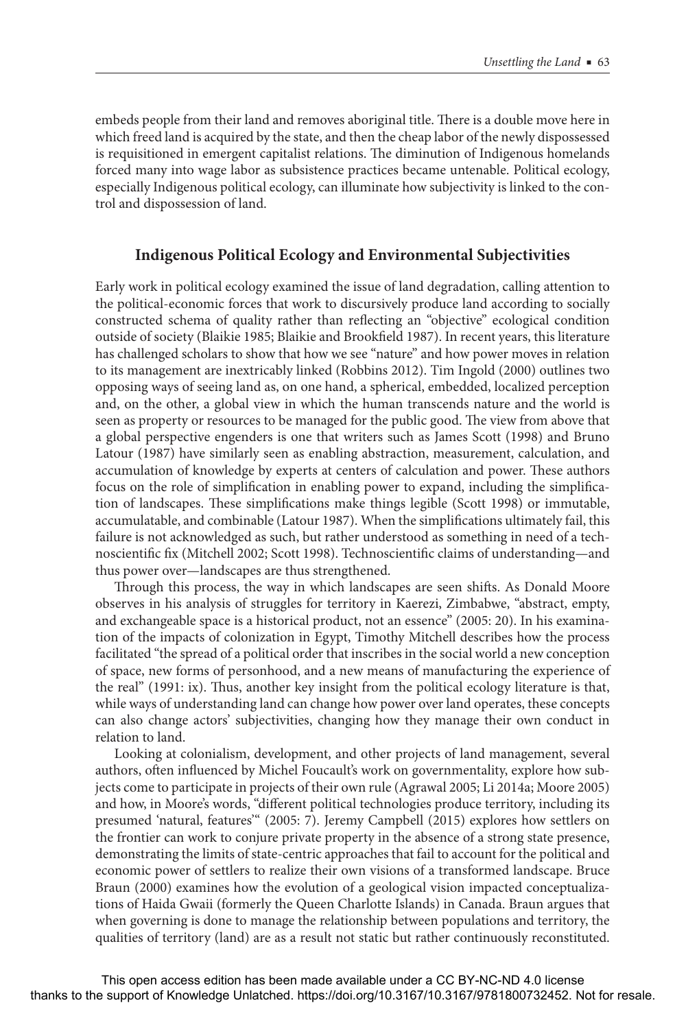embeds people from their land and removes aboriginal title. There is a double move here in which freed land is acquired by the state, and then the cheap labor of the newly dispossessed is requisitioned in emergent capitalist relations. The diminution of Indigenous homelands forced many into wage labor as subsistence practices became untenable. Political ecology, especially Indigenous political ecology, can illuminate how subjectivity is linked to the control and dispossession of land.

## Indigenous Political Ecology and Environmental Subjectivities

Early work in political ecology examined the issue of land degradation, calling attention to the political-economic forces that work to discursively produce land according to socially constructed schema of quality rather than reflecting an "objective" ecological condition outside of society (Blaikie 1985; Blaikie and Brookfield 1987). In recent years, this literature has challenged scholars to show that how we see "nature" and how power moves in relation to its management are inextricably linked (Robbins 2012). Tim Ingold (2000) outlines two opposing ways of seeing land as, on one hand, a spherical, embedded, localized perception and, on the other, a global view in which the human transcends nature and the world is seen as property or resources to be managed for the public good. The view from above that a global perspective engenders is one that writers such as James Scott (1998) and Bruno Latour (1987) have similarly seen as enabling abstraction, measurement, calculation, and accumulation of knowledge by experts at centers of calculation and power. These authors focus on the role of simplification in enabling power to expand, including the simplification of landscapes. These simplifications make things legible (Scott 1998) or immutable, accumulatable, and combinable (Latour 1987). When the simplifications ultimately fail, this failure is not acknowledged as such, but rather understood as something in need of a technoscientific fix (Mitchell 2002; Scott 1998). Technoscientific claims of understanding—and thus power over—landscapes are thus strengthened.

Through this process, the way in which landscapes are seen shifts. As Donald Moore observes in his analysis of struggles for territory in Kaerezi, Zimbabwe, "abstract, empty, and exchangeable space is a historical product, not an essence" (2005: 20). In his examination of the impacts of colonization in Egypt, Timothy Mitchell describes how the process facilitated "the spread of a political order that inscribes in the social world a new conception of space, new forms of personhood, and a new means of manufacturing the experience of the real" (1991: ix). Thus, another key insight from the political ecology literature is that, while ways of understanding land can change how power over land operates, these concepts can also change actors' subjectivities, changing how they manage their own conduct in relation to land.

Looking at colonialism, development, and other projects of land management, several authors, often influenced by Michel Foucault's work on governmentality, explore how subjects come to participate in projects of their own rule (Agrawal 2005; Li 2014a; Moore 2005) and how, in Moore's words, "different political technologies produce territory, including its presumed 'natural, features'" (2005: 7). Jeremy Campbell (2015) explores how settlers on the frontier can work to conjure private property in the absence of a strong state presence, demonstrating the limits of state-centric approaches that fail to account for the political and economic power of settlers to realize their own visions of a transformed landscape. Bruce Braun (2000) examines how the evolution of a geological vision impacted conceptualizations of Haida Gwaii (formerly the Queen Charlotte Islands) in Canada. Braun argues that when governing is done to manage the relationship between populations and territory, the qualities of territory (land) are as a result not static but rather continuously reconstituted.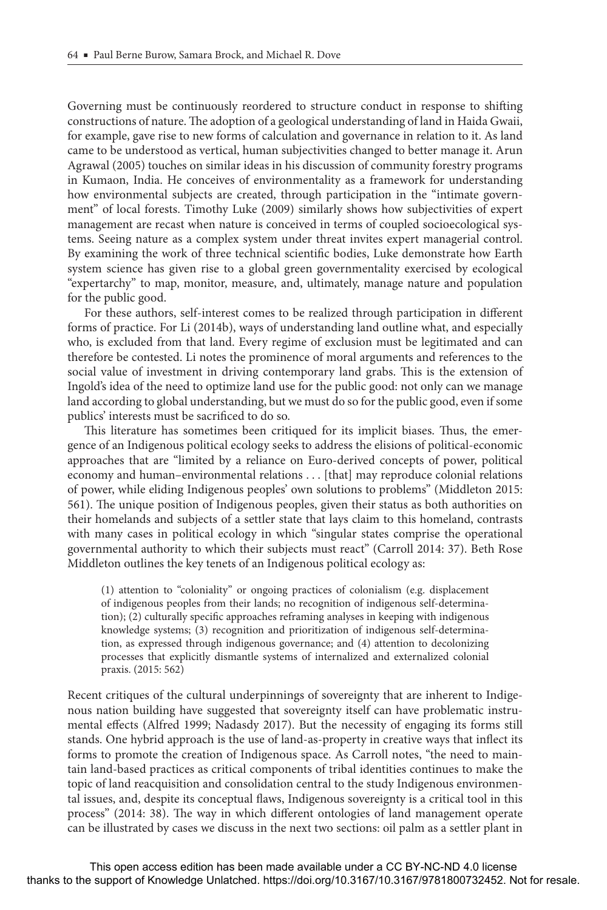Governing must be continuously reordered to structure conduct in response to shifting constructions of nature. The adoption of a geological understanding of land in Haida Gwaii, for example, gave rise to new forms of calculation and governance in relation to it. As land came to be understood as vertical, human subjectivities changed to better manage it. Arun Agrawal (2005) touches on similar ideas in his discussion of community forestry programs in Kumaon, India. He conceives of environmentality as a framework for understanding how environmental subjects are created, through participation in the "intimate government" of local forests. Timothy Luke (2009) similarly shows how subjectivities of expert management are recast when nature is conceived in terms of coupled socioecological systems. Seeing nature as a complex system under threat invites expert managerial control. By examining the work of three technical scientific bodies, Luke demonstrate how Earth system science has given rise to a global green governmentality exercised by ecological "expertarchy" to map, monitor, measure, and, ultimately, manage nature and population for the public good.

For these authors, self-interest comes to be realized through participation in different forms of practice. For Li (2014b), ways of understanding land outline what, and especially who, is excluded from that land. Every regime of exclusion must be legitimated and can therefore be contested. Li notes the prominence of moral arguments and references to the social value of investment in driving contemporary land grabs. This is the extension of Ingold's idea of the need to optimize land use for the public good: not only can we manage land according to global understanding, but we must do so for the public good, even if some publics' interests must be sacrificed to do so.

This literature has sometimes been critiqued for its implicit biases. Thus, the emergence of an Indigenous political ecology seeks to address the elisions of political-economic approaches that are "limited by a reliance on Euro-derived concepts of power, political economy and human–environmental relations . . . [that] may reproduce colonial relations of power, while eliding Indigenous peoples' own solutions to problems" (Middleton 2015: 561). The unique position of Indigenous peoples, given their status as both authorities on their homelands and subjects of a settler state that lays claim to this homeland, contrasts with many cases in political ecology in which "singular states comprise the operational governmental authority to which their subjects must react" (Carroll 2014: 37). Beth Rose Middleton outlines the key tenets of an Indigenous political ecology as:

> (1) attention to "coloniality" or ongoing practices of colonialism (e.g. displacement of indigenous peoples from their lands; no recognition of indigenous self-determination); (2) culturally specific approaches reframing analyses in keeping with indigenous knowledge systems; (3) recognition and prioritization of indigenous self-determination, as expressed through indigenous governance; and (4) attention to decolonizing processes that explicitly dismantle systems of internalized and externalized colonial praxis. (2015: 562)

Recent critiques of the cultural underpinnings of sovereignty that are inherent to Indigenous nation building have suggested that sovereignty itself can have problematic instrumental effects (Alfred 1999; Nadasdy 2017). But the necessity of engaging its forms still stands. One hybrid approach is the use of land-as-property in creative ways that inflect its forms to promote the creation of Indigenous space. As Carroll notes, "the need to maintain land-based practices as critical components of tribal identities continues to make the topic of land reacquisition and consolidation central to the study Indigenous environmental issues, and, despite its conceptual flaws, Indigenous sovereignty is a critical tool in this process" (2014: 38). The way in which different ontologies of land management operate can be illustrated by cases we discuss in the next two sections: oil palm as a settler plant in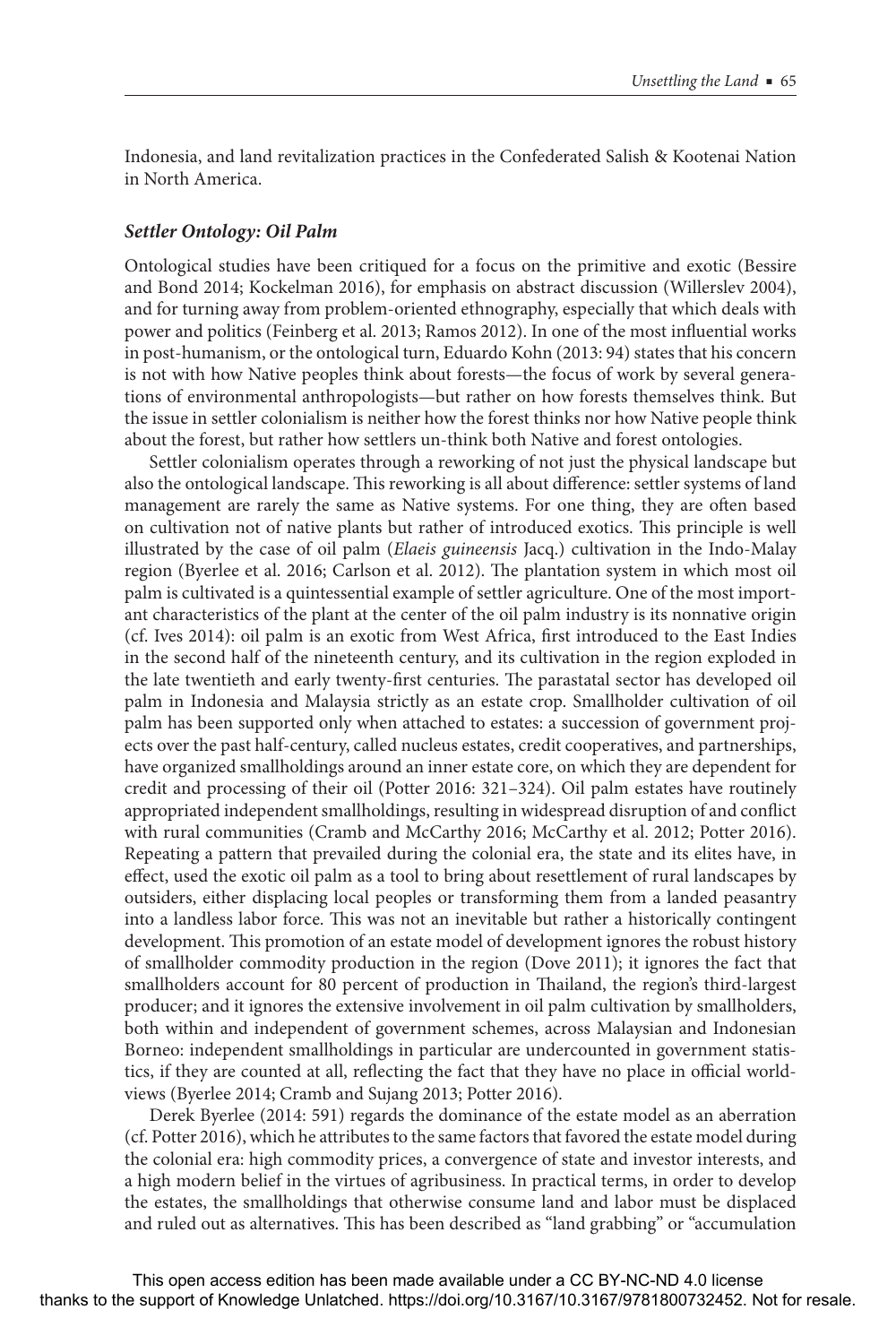Indonesia, and land revitalization practices in the Confederated Salish & Kootenai Nation in North America.

### *Settler Ontology: Oil Palm*

Ontological studies have been critiqued for a focus on the primitive and exotic (Bessire and Bond 2014; Kockelman 2016), for emphasis on abstract discussion (Willerslev 2004), and for turning away from problem-oriented ethnography, especially that which deals with power and politics (Feinberg et al. 2013; Ramos 2012). In one of the most influential works in post-humanism, or the ontological turn, Eduardo Kohn (2013: 94) states that his concern is not with how Native peoples think about forests—the focus of work by several generations of environmental anthropologists—but rather on how forests themselves think. But the issue in settler colonialism is neither how the forest thinks nor how Native people think about the forest, but rather how settlers un-think both Native and forest ontologies.

Settler colonialism operates through a reworking of not just the physical landscape but also the ontological landscape. This reworking is all about difference: settler systems of land management are rarely the same as Native systems. For one thing, they are often based on cultivation not of native plants but rather of introduced exotics. This principle is well illustrated by the case of oil palm (*Elaeis guineensis* Jacq.) cultivation in the Indo-Malay region (Byerlee et al. 2016; Carlson et al. 2012). The plantation system in which most oil palm is cultivated is a quintessential example of settler agriculture. One of the most important characteristics of the plant at the center of the oil palm industry is its nonnative origin (cf. Ives 2014): oil palm is an exotic from West Africa, first introduced to the East Indies in the second half of the nineteenth century, and its cultivation in the region exploded in the late twentieth and early twenty-first centuries. The parastatal sector has developed oil palm in Indonesia and Malaysia strictly as an estate crop. Smallholder cultivation of oil palm has been supported only when attached to estates: a succession of government projects over the past half-century, called nucleus estates, credit cooperatives, and partnerships, have organized smallholdings around an inner estate core, on which they are dependent for credit and processing of their oil (Potter 2016: 321–324). Oil palm estates have routinely appropriated independent smallholdings, resulting in widespread disruption of and conflict with rural communities (Cramb and McCarthy 2016; McCarthy et al. 2012; Potter 2016). Repeating a pattern that prevailed during the colonial era, the state and its elites have, in effect, used the exotic oil palm as a tool to bring about resettlement of rural landscapes by outsiders, either displacing local peoples or transforming them from a landed peasantry into a landless labor force. This was not an inevitable but rather a historically contingent development. This promotion of an estate model of development ignores the robust history of smallholder commodity production in the region (Dove 2011); it ignores the fact that smallholders account for 80 percent of production in Thailand, the region's third-largest producer; and it ignores the extensive involvement in oil palm cultivation by smallholders, both within and independent of government schemes, across Malaysian and Indonesian Borneo: independent smallholdings in particular are undercounted in government statistics, if they are counted at all, reflecting the fact that they have no place in official worldviews (Byerlee 2014; Cramb and Sujang 2013; Potter 2016).

Derek Byerlee (2014: 591) regards the dominance of the estate model as an aberration (cf. Potter 2016), which he attributes to the same factors that favored the estate model during the colonial era: high commodity prices, a convergence of state and investor interests, and a high modern belief in the virtues of agribusiness. In practical terms, in order to develop the estates, the smallholdings that otherwise consume land and labor must be displaced and ruled out as alternatives. This has been described as "land grabbing" or "accumulation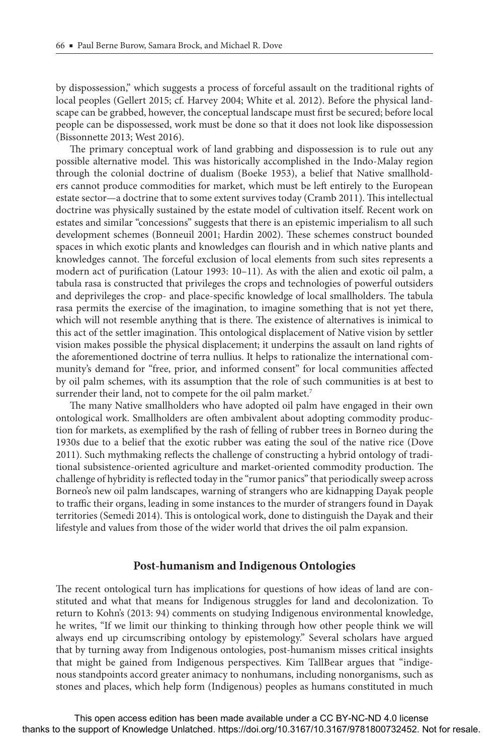by dispossession," which suggests a process of forceful assault on the traditional rights of local peoples (Gellert 2015; cf. Harvey 2004; White et al. 2012). Before the physical landscape can be grabbed, however, the conceptual landscape must first be secured; before local people can be dispossessed, work must be done so that it does not look like dispossession (Bissonnette 2013; West 2016).

The primary conceptual work of land grabbing and dispossession is to rule out any possible alternative model. This was historically accomplished in the Indo-Malay region through the colonial doctrine of dualism (Boeke 1953), a belief that Native smallholders cannot produce commodities for market, which must be left entirely to the European estate sector—a doctrine that to some extent survives today (Cramb 2011). This intellectual doctrine was physically sustained by the estate model of cultivation itself. Recent work on estates and similar "concessions" suggests that there is an epistemic imperialism to all such development schemes (Bonneuil 2001; Hardin 2002). These schemes construct bounded spaces in which exotic plants and knowledges can flourish and in which native plants and knowledges cannot. The forceful exclusion of local elements from such sites represents a modern act of purification (Latour 1993: 10–11). As with the alien and exotic oil palm, a tabula rasa is constructed that privileges the crops and technologies of powerful outsiders and deprivileges the crop- and place-specific knowledge of local smallholders. The tabula rasa permits the exercise of the imagination, to imagine something that is not yet there, which will not resemble anything that is there. The existence of alternatives is inimical to this act of the settler imagination. This ontological displacement of Native vision by settler vision makes possible the physical displacement; it underpins the assault on land rights of the aforementioned doctrine of terra nullius. It helps to rationalize the international community's demand for "free, prior, and informed consent" for local communities affected by oil palm schemes, with its assumption that the role of such communities is at best to surrender their land, not to compete for the oil palm market.[7]

The many Native smallholders who have adopted oil palm have engaged in their own ontological work. Smallholders are often ambivalent about adopting commodity production for markets, as exemplified by the rash of felling of rubber trees in Borneo during the 1930s due to a belief that the exotic rubber was eating the soul of the native rice (Dove 2011). Such mythmaking reflects the challenge of constructing a hybrid ontology of traditional subsistence-oriented agriculture and market-oriented commodity production. The challenge of hybridity is reflected today in the "rumor panics" that periodically sweep across Borneo's new oil palm landscapes, warning of strangers who are kidnapping Dayak people to traffic their organs, leading in some instances to the murder of strangers found in Dayak territories (Semedi 2014). This is ontological work, done to distinguish the Dayak and their lifestyle and values from those of the wider world that drives the oil palm expansion.

## Post-humanism and Indigenous Ontologies

The recent ontological turn has implications for questions of how ideas of land are constituted and what that means for Indigenous struggles for land and decolonization. To return to Kohn's (2013: 94) comments on studying Indigenous environmental knowledge, he writes, "If we limit our thinking to thinking through how other people think we will always end up circumscribing ontology by epistemology." Several scholars have argued that by turning away from Indigenous ontologies, post-humanism misses critical insights that might be gained from Indigenous perspectives. Kim TallBear argues that "indigenous standpoints accord greater animacy to nonhumans, including nonorganisms, such as stones and places, which help form (Indigenous) peoples as humans constituted in much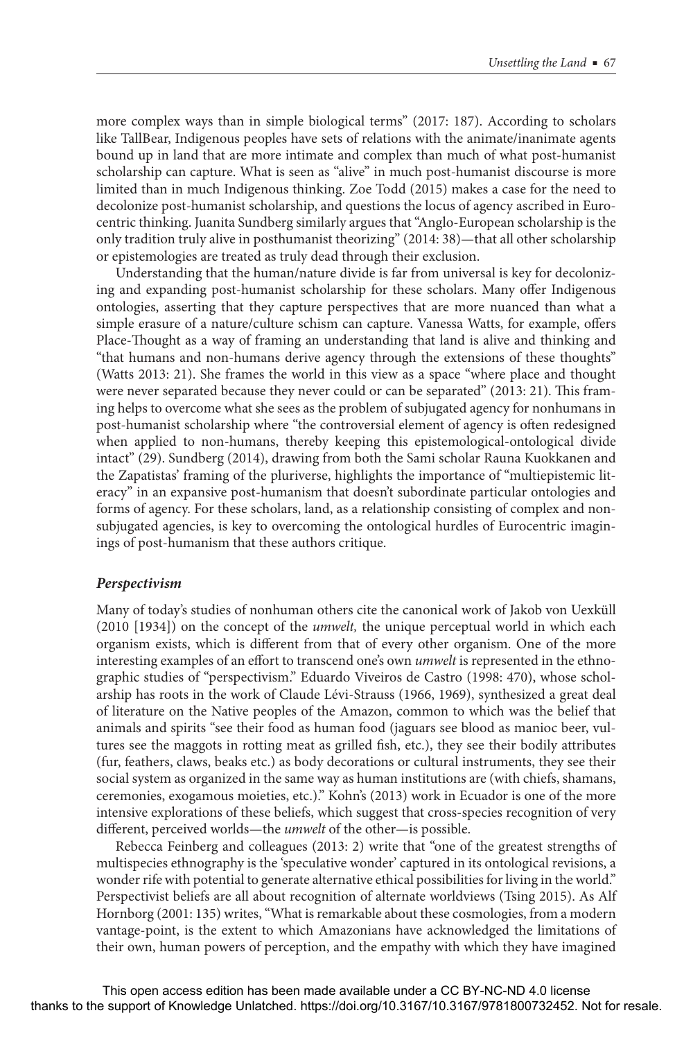more complex ways than in simple biological terms" (2017: 187). According to scholars like TallBear, Indigenous peoples have sets of relations with the animate/inanimate agents bound up in land that are more intimate and complex than much of what post-humanist scholarship can capture. What is seen as "alive" in much post-humanist discourse is more limited than in much Indigenous thinking. Zoe Todd (2015) makes a case for the need to decolonize post-humanist scholarship, and questions the locus of agency ascribed in Euro-centric thinking. Juanita Sundberg similarly argues that "Anglo-European scholarship is the only tradition truly alive in posthumanist theorizing" (2014: 38)—that all other scholarship or epistemologies are treated as truly dead through their exclusion.

Understanding that the human/nature divide is far from universal is key for decolonizing and expanding post-humanist scholarship for these scholars. Many offer Indigenous ontologies, asserting that they capture perspectives that are more nuanced than what a simple erasure of a nature/culture schism can capture. Vanessa Watts, for example, offers Place-Thought as a way of framing an understanding that land is alive and thinking and "that humans and non-humans derive agency through the extensions of these thoughts" (Watts 2013: 21). She frames the world in this view as a space "where place and thought were never separated because they never could or can be separated" (2013: 21). This framing helps to overcome what she sees as the problem of subjugated agency for nonhumans in post-humanist scholarship where "the controversial element of agency is often redesigned when applied to non-humans, thereby keeping this epistemological-ontological divide intact" (29). Sundberg (2014), drawing from both the Sami scholar Rauna Kuokkanen and the Zapatistas' framing of the pluriverse, highlights the importance of "multiepistemic literacy" in an expansive post-humanism that doesn't subordinate particular ontologies and forms of agency. For these scholars, land, as a relationship consisting of complex and nonsubjugated agencies, is key to overcoming the ontological hurdles of Eurocentric imaginings of post-humanism that these authors critique.

### *Perspectivism*

Many of today's studies of nonhuman others cite the canonical work of Jakob von Uexküll (2010 [1934]) on the concept of the *umwelt,* the unique perceptual world in which each organism exists, which is different from that of every other organism. One of the more interesting examples of an effort to transcend one's own *umwelt* is represented in the ethnographic studies of "perspectivism." Eduardo Viveiros de Castro (1998: 470), whose scholarship has roots in the work of Claude Lévi-Strauss (1966, 1969), synthesized a great deal of literature on the Native peoples of the Amazon, common to which was the belief that animals and spirits "see their food as human food (jaguars see blood as manioc beer, vultures see the maggots in rotting meat as grilled fish, etc.), they see their bodily attributes (fur, feathers, claws, beaks etc.) as body decorations or cultural instruments, they see their social system as organized in the same way as human institutions are (with chiefs, shamans, ceremonies, exogamous moieties, etc.)." Kohn's (2013) work in Ecuador is one of the more intensive explorations of these beliefs, which suggest that cross-species recognition of very different, perceived worlds—the *umwelt* of the other—is possible.

Rebecca Feinberg and colleagues (2013: 2) write that "one of the greatest strengths of multispecies ethnography is the 'speculative wonder' captured in its ontological revisions, a wonder rife with potential to generate alternative ethical possibilities for living in the world." Perspectivist beliefs are all about recognition of alternate worldviews (Tsing 2015). As Alf Hornborg (2001: 135) writes, "What is remarkable about these cosmologies, from a modern vantage-point, is the extent to which Amazonians have acknowledged the limitations of their own, human powers of perception, and the empathy with which they have imagined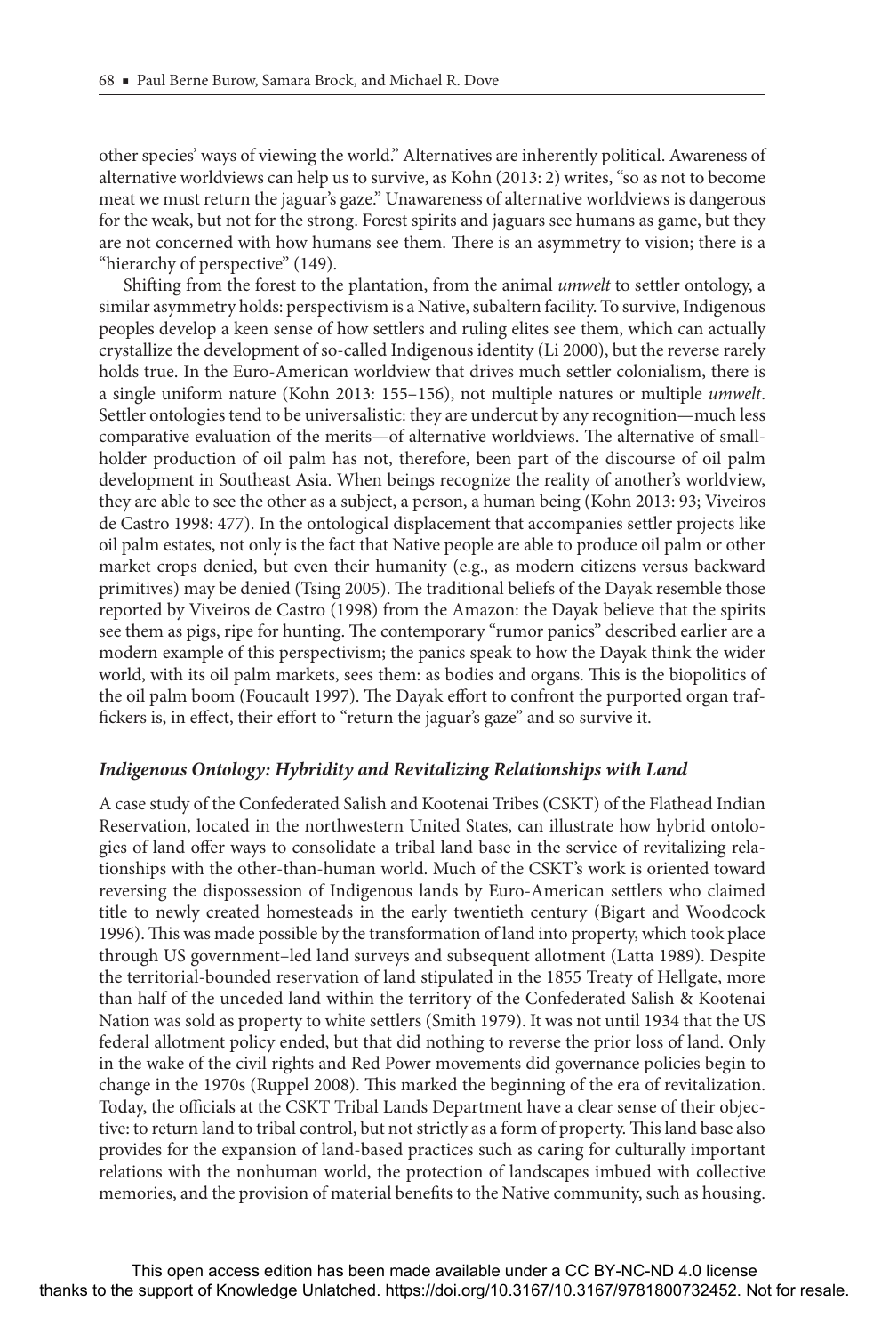other species' ways of viewing the world." Alternatives are inherently political. Awareness of alternative worldviews can help us to survive, as Kohn (2013: 2) writes, "so as not to become meat we must return the jaguar's gaze." Unawareness of alternative worldviews is dangerous for the weak, but not for the strong. Forest spirits and jaguars see humans as game, but they are not concerned with how humans see them. There is an asymmetry to vision; there is a "hierarchy of perspective" (149).

Shifting from the forest to the plantation, from the animal *umwelt* to settler ontology, a similar asymmetry holds: perspectivism is a Native, subaltern facility. To survive, Indigenous peoples develop a keen sense of how settlers and ruling elites see them, which can actually crystallize the development of so-called Indigenous identity (Li 2000), but the reverse rarely holds true. In the Euro-American worldview that drives much settler colonialism, there is a single uniform nature (Kohn 2013: 155–156), not multiple natures or multiple *umwelt*. Settler ontologies tend to be universalistic: they are undercut by any recognition—much less comparative evaluation of the merits—of alternative worldviews. The alternative of smallholder production of oil palm has not, therefore, been part of the discourse of oil palm development in Southeast Asia. When beings recognize the reality of another's worldview, they are able to see the other as a subject, a person, a human being (Kohn 2013: 93; Viveiros de Castro 1998: 477). In the ontological displacement that accompanies settler projects like oil palm estates, not only is the fact that Native people are able to produce oil palm or other market crops denied, but even their humanity (e.g., as modern citizens versus backward primitives) may be denied (Tsing 2005). The traditional beliefs of the Dayak resemble those reported by Viveiros de Castro (1998) from the Amazon: the Dayak believe that the spirits see them as pigs, ripe for hunting. The contemporary "rumor panics" described earlier are a modern example of this perspectivism; the panics speak to how the Dayak think the wider world, with its oil palm markets, sees them: as bodies and organs. This is the biopolitics of the oil palm boom (Foucault 1997). The Dayak effort to confront the purported organ traffickers is, in effect, their effort to "return the jaguar's gaze" and so survive it.

### *Indigenous Ontology: Hybridity and Revitalizing Relationships with Land*

A case study of the Confederated Salish and Kootenai Tribes (CSKT) of the Flathead Indian Reservation, located in the northwestern United States, can illustrate how hybrid ontologies of land offer ways to consolidate a tribal land base in the service of revitalizing relationships with the other-than-human world. Much of the CSKT's work is oriented toward reversing the dispossession of Indigenous lands by Euro-American settlers who claimed title to newly created homesteads in the early twentieth century (Bigart and Woodcock 1996). This was made possible by the transformation of land into property, which took place through US government–led land surveys and subsequent allotment (Latta 1989). Despite the territorial-bounded reservation of land stipulated in the 1855 Treaty of Hellgate, more than half of the unceded land within the territory of the Confederated Salish & Kootenai Nation was sold as property to white settlers (Smith 1979). It was not until 1934 that the US federal allotment policy ended, but that did nothing to reverse the prior loss of land. Only in the wake of the civil rights and Red Power movements did governance policies begin to change in the 1970s (Ruppel 2008). This marked the beginning of the era of revitalization. Today, the officials at the CSKT Tribal Lands Department have a clear sense of their objective: to return land to tribal control, but not strictly as a form of property. This land base also provides for the expansion of land-based practices such as caring for culturally important relations with the nonhuman world, the protection of landscapes imbued with collective memories, and the provision of material benefits to the Native community, such as housing.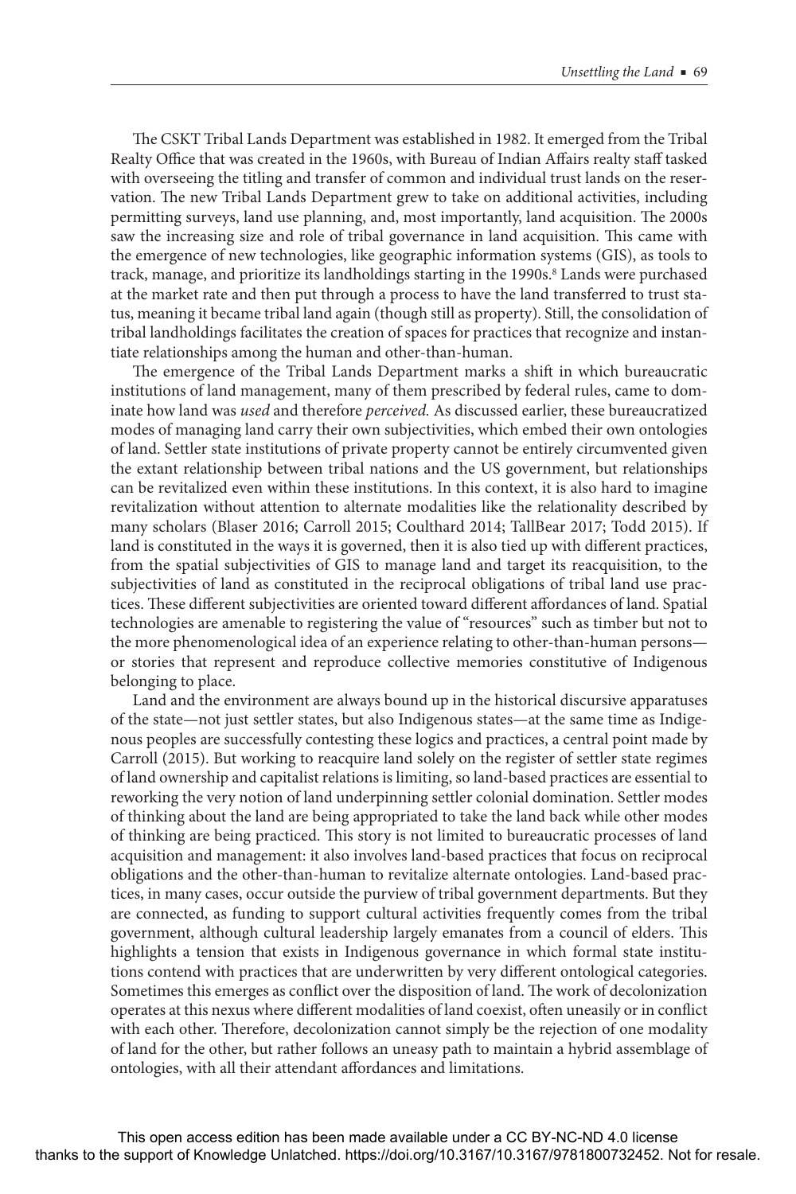The CSKT Tribal Lands Department was established in 1982. It emerged from the Tribal Realty Office that was created in the 1960s, with Bureau of Indian Affairs realty staff tasked with overseeing the titling and transfer of common and individual trust lands on the reservation. The new Tribal Lands Department grew to take on additional activities, including permitting surveys, land use planning, and, most importantly, land acquisition. The 2000s saw the increasing size and role of tribal governance in land acquisition. This came with the emergence of new technologies, like geographic information systems (GIS), as tools to track, manage, and prioritize its landholdings starting in the 1990s.[8] Lands were purchased at the market rate and then put through a process to have the land transferred to trust status, meaning it became tribal land again (though still as property). Still, the consolidation of tribal landholdings facilitates the creation of spaces for practices that recognize and instantiate relationships among the human and other-than-human.

The emergence of the Tribal Lands Department marks a shift in which bureaucratic institutions of land management, many of them prescribed by federal rules, came to dominate how land was *used* and therefore *perceived*. As discussed earlier, these bureaucratized modes of managing land carry their own subjectivities, which embed their own ontologies of land. Settler state institutions of private property cannot be entirely circumvented given the extant relationship between tribal nations and the US government, but relationships can be revitalized even within these institutions. In this context, it is also hard to imagine revitalization without attention to alternate modalities like the relationality described by many scholars (Blaser 2016; Carroll 2015; Coulthard 2014; TallBear 2017; Todd 2015). If land is constituted in the ways it is governed, then it is also tied up with different practices, from the spatial subjectivities of GIS to manage land and target its reacquisition, to the subjectivities of land as constituted in the reciprocal obligations of tribal land use practices. These different subjectivities are oriented toward different affordances of land. Spatial technologies are amenable to registering the value of "resources" such as timber but not to the more phenomenological idea of an experience relating to other-than-human persons—or stories that represent and reproduce collective memories constitutive of Indigenous belonging to place.

Land and the environment are always bound up in the historical discursive apparatuses of the state—not just settler states, but also Indigenous states—at the same time as Indigenous peoples are successfully contesting these logics and practices, a central point made by Carroll (2015). But working to reacquire land solely on the register of settler state regimes of land ownership and capitalist relations is limiting, so land-based practices are essential to reworking the very notion of land underpinning settler colonial domination. Settler modes of thinking about the land are being appropriated to take the land back while other modes of thinking are being practiced. This story is not limited to bureaucratic processes of land acquisition and management: it also involves land-based practices that focus on reciprocal obligations and the other-than-human to revitalize alternate ontologies. Land-based practices, in many cases, occur outside the purview of tribal government departments. But they are connected, as funding to support cultural activities frequently comes from the tribal government, although cultural leadership largely emanates from a council of elders. This highlights a tension that exists in Indigenous governance in which formal state institutions contend with practices that are underwritten by very different ontological categories. Sometimes this emerges as conflict over the disposition of land. The work of decolonization operates at this nexus where different modalities of land coexist, often uneasily or in conflict with each other. Therefore, decolonization cannot simply be the rejection of one modality of land for the other, but rather follows an uneasy path to maintain a hybrid assemblage of ontologies, with all their attendant affordances and limitations.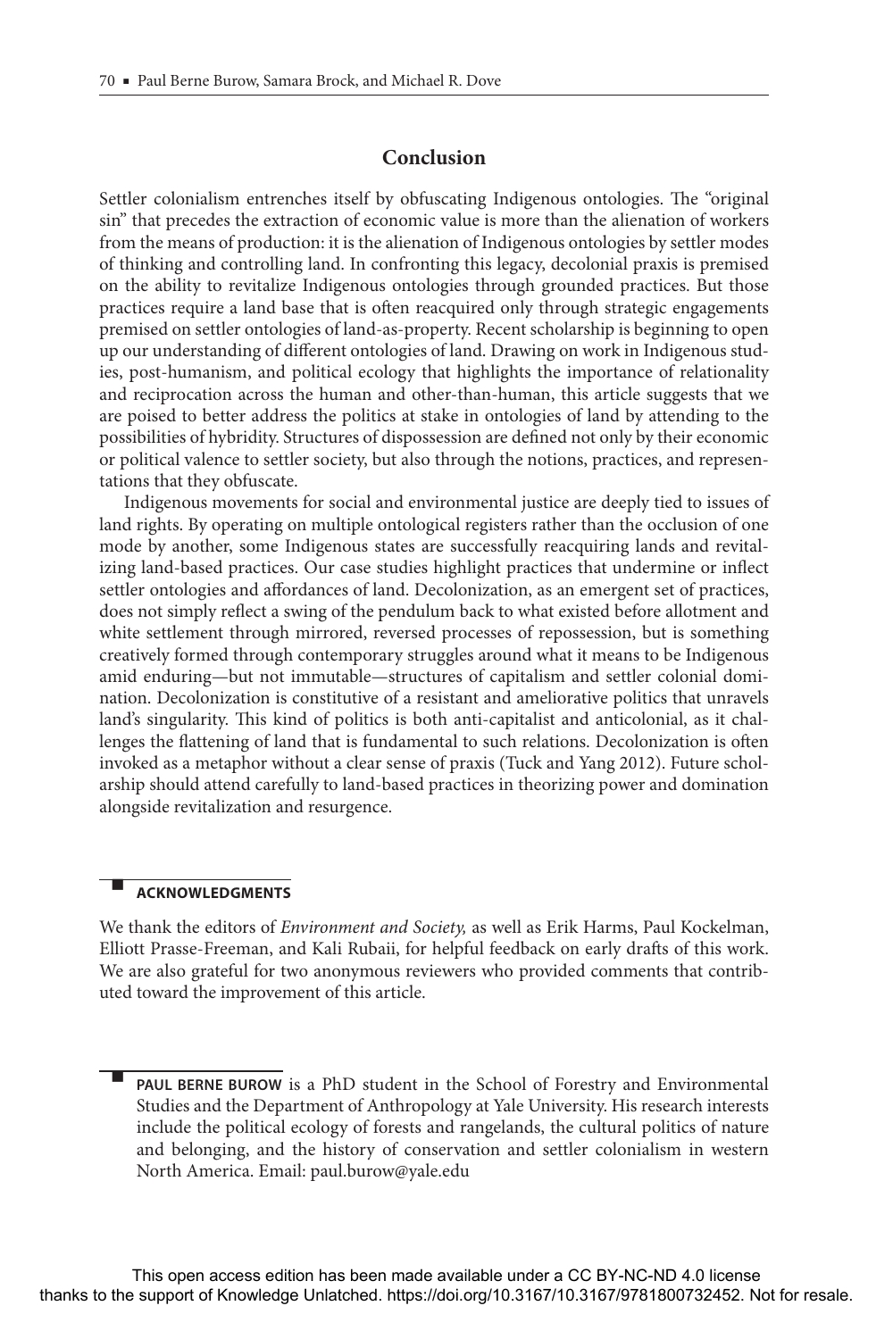## Conclusion

Settler colonialism entrenches itself by obfuscating Indigenous ontologies. The "original sin" that precedes the extraction of economic value is more than the alienation of workers from the means of production: it is the alienation of Indigenous ontologies by settler modes of thinking and controlling land. In confronting this legacy, decolonial praxis is premised on the ability to revitalize Indigenous ontologies through grounded practices. But those practices require a land base that is often reacquired only through strategic engagements premised on settler ontologies of land-as-property. Recent scholarship is beginning to open up our understanding of different ontologies of land. Drawing on work in Indigenous studies, post-humanism, and political ecology that highlights the importance of relationality and reciprocation across the human and other-than-human, this article suggests that we are poised to better address the politics at stake in ontologies of land by attending to the possibilities of hybridity. Structures of dispossession are defined not only by their economic or political valence to settler society, but also through the notions, practices, and representations that they obfuscate.

Indigenous movements for social and environmental justice are deeply tied to issues of land rights. By operating on multiple ontological registers rather than the occlusion of one mode by another, some Indigenous states are successfully reacquiring lands and revitalizing land-based practices. Our case studies highlight practices that undermine or inflect settler ontologies and affordances of land. Decolonization, as an emergent set of practices, does not simply reflect a swing of the pendulum back to what existed before allotment and white settlement through mirrored, reversed processes of repossession, but is something creatively formed through contemporary struggles around what it means to be Indigenous amid enduring—but not immutable—structures of capitalism and settler colonial domination. Decolonization is constitutive of a resistant and ameliorative politics that unravels land's singularity. This kind of politics is both anti-capitalist and anticolonial, as it challenges the flattening of land that is fundamental to such relations. Decolonization is often invoked as a metaphor without a clear sense of praxis (Tuck and Yang 2012). Future scholarship should attend carefully to land-based practices in theorizing power and domination alongside revitalization and resurgence.

### ACKNOWLEDGMENTS

We thank the editors of *Environment and Society,* as well as Erik Harms, Paul Kockelman, Elliott Prasse-Freeman, and Kali Rubaii, for helpful feedback on early drafts of this work. We are also grateful for two anonymous reviewers who provided comments that contributed toward the improvement of this article.

**PAUL BERNE BUROW** is a PhD student in the School of Forestry and Environmental Studies and the Department of Anthropology at Yale University. His research interests include the political ecology of forests and rangelands, the cultural politics of nature and belonging, and the history of conservation and settler colonialism in western North America. Email: paul.burow@yale.edu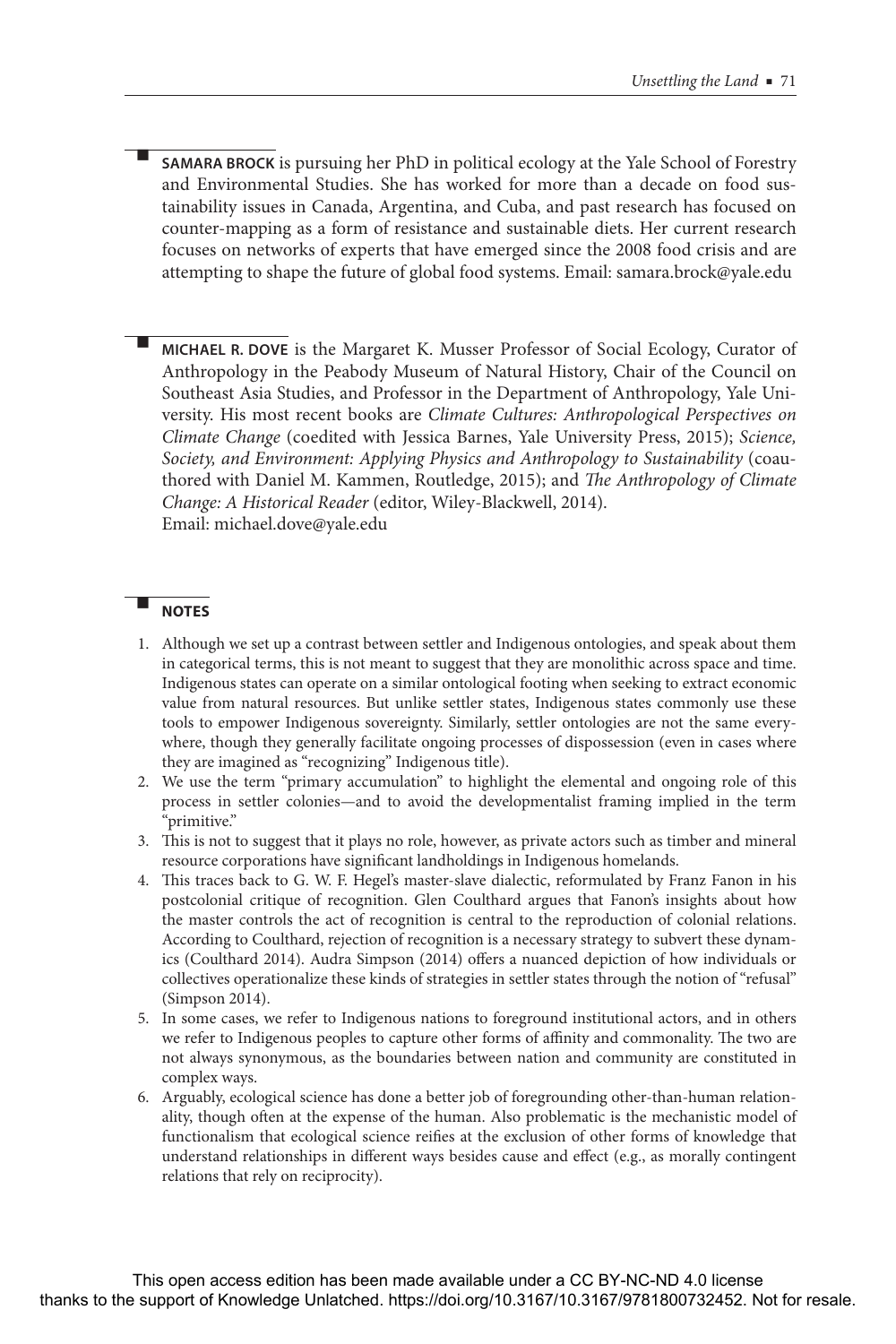**SAMARA BROCK** is pursuing her PhD in political ecology at the Yale School of Forestry and Environmental Studies. She has worked for more than a decade on food sustainability issues in Canada, Argentina, and Cuba, and past research has focused on counter-mapping as a form of resistance and sustainable diets. Her current research focuses on networks of experts that have emerged since the 2008 food crisis and are attempting to shape the future of global food systems. Email: samara.brock@yale.edu

**MICHAEL R. DOVE** is the Margaret K. Musser Professor of Social Ecology, Curator of Anthropology in the Peabody Museum of Natural History, Chair of the Council on Southeast Asia Studies, and Professor in the Department of Anthropology, Yale University. His most recent books are *Climate Cultures: Anthropological Perspectives on Climate Change* (coedited with Jessica Barnes, Yale University Press, 2015); *Science, Society, and Environment: Applying Physics and Anthropology to Sustainability* (coauthored with Daniel M. Kammen, Routledge, 2015); and *The Anthropology of Climate Change: A Historical Reader* (editor, Wiley-Blackwell, 2014).
Email: michael.dove@yale.edu

## NOTES

1. Although we set up a contrast between settler and Indigenous ontologies, and speak about them in categorical terms, this is not meant to suggest that they are monolithic across space and time. Indigenous states can operate on a similar ontological footing when seeking to extract economic value from natural resources. But unlike settler states, Indigenous states commonly use these tools to empower Indigenous sovereignty. Similarly, settler ontologies are not the same everywhere, though they generally facilitate ongoing processes of dispossession (even in cases where they are imagined as "recognizing" Indigenous title).
2. We use the term "primary accumulation" to highlight the elemental and ongoing role of this process in settler colonies—and to avoid the developmentalist framing implied in the term "primitive."
3. This is not to suggest that it plays no role, however, as private actors such as timber and mineral resource corporations have significant landholdings in Indigenous homelands.
4. This traces back to G. W. F. Hegel's master-slave dialectic, reformulated by Franz Fanon in his postcolonial critique of recognition. Glen Coulthard argues that Fanon's insights about how the master controls the act of recognition is central to the reproduction of colonial relations. According to Coulthard, rejection of recognition is a necessary strategy to subvert these dynamics (Coulthard 2014). Audra Simpson (2014) offers a nuanced depiction of how individuals or collectives operationalize these kinds of strategies in settler states through the notion of "refusal" (Simpson 2014).
5. In some cases, we refer to Indigenous nations to foreground institutional actors, and in others we refer to Indigenous peoples to capture other forms of affinity and commonality. The two are not always synonymous, as the boundaries between nation and community are constituted in complex ways.
6. Arguably, ecological science has done a better job of foregrounding other-than-human relationality, though often at the expense of the human. Also problematic is the mechanistic model of functionalism that ecological science reifies at the exclusion of other forms of knowledge that understand relationships in different ways besides cause and effect (e.g., as morally contingent relations that rely on reciprocity).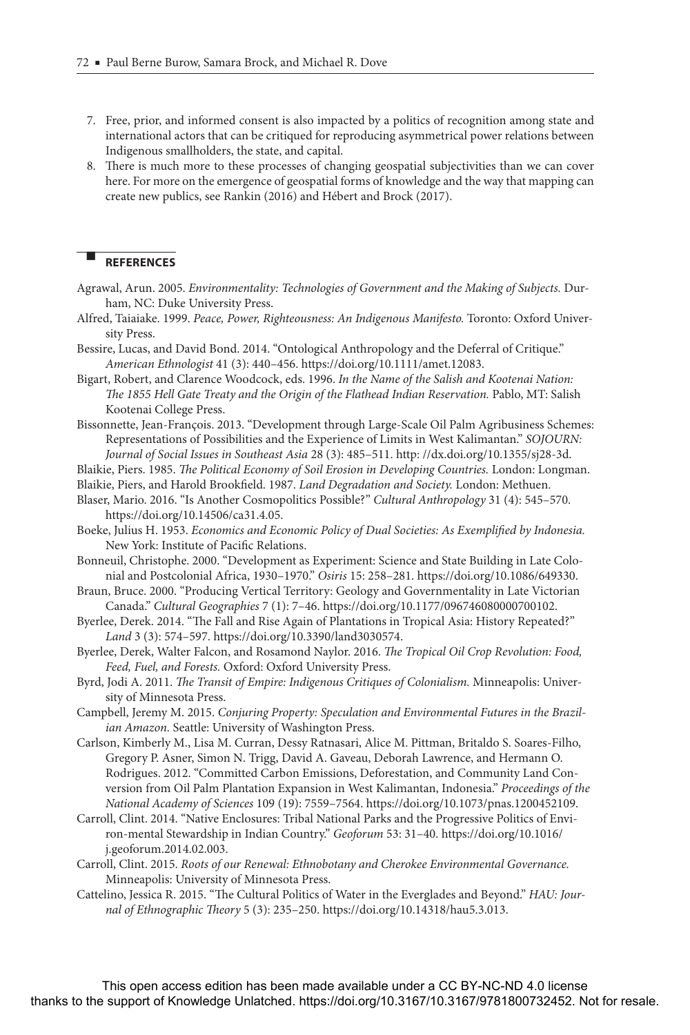7. Free, prior, and informed consent is also impacted by a politics of recognition among state and international actors that can be critiqued for reproducing asymmetrical power relations between Indigenous smallholders, the state, and capital.
8. There is much more to these processes of changing geospatial subjectivities than we can cover here. For more on the emergence of geospatial forms of knowledge and the way that mapping can create new publics, see Rankin (2016) and Hébert and Brock (2017).

## REFERENCES

Agrawal, Arun. 2005. *Environmentality: Technologies of Government and the Making of Subjects.* Durham, NC: Duke University Press.

Alfred, Taiaiake. 1999. *Peace, Power, Righteousness: An Indigenous Manifesto.* Toronto: Oxford University Press.

Bessire, Lucas, and David Bond. 2014. "Ontological Anthropology and the Deferral of Critique." *American Ethnologist* 41 (3): 440–456. https://doi.org/10.1111/amet.12083.

Bigart, Robert, and Clarence Woodcock, eds. 1996. *In the Name of the Salish and Kootenai Nation: The 1855 Hell Gate Treaty and the Origin of the Flathead Indian Reservation.* Pablo, MT: Salish Kootenai College Press.

Bissonnette, Jean-François. 2013. "Development through Large-Scale Oil Palm Agribusiness Schemes: Representations of Possibilities and the Experience of Limits in West Kalimantan." *SOJOURN: Journal of Social Issues in Southeast Asia* 28 (3): 485–511. http: //dx.doi.org/10.1355/sj28-3d.

Blaikie, Piers. 1985. *The Political Economy of Soil Erosion in Developing Countries.* London: Longman.

Blaikie, Piers, and Harold Brookfield. 1987. *Land Degradation and Society.* London: Methuen.

Blaser, Mario. 2016. "Is Another Cosmopolitics Possible?" *Cultural Anthropology* 31 (4): 545–570. https://doi.org/10.14506/ca31.4.05.

Boeke, Julius H. 1953. *Economics and Economic Policy of Dual Societies: As Exemplified by Indonesia.* New York: Institute of Pacific Relations.

Bonneuil, Christophe. 2000. "Development as Experiment: Science and State Building in Late Colonial and Postcolonial Africa, 1930–1970." *Osiris* 15: 258–281. https://doi.org/10.1086/649330.

Braun, Bruce. 2000. "Producing Vertical Territory: Geology and Governmentality in Late Victorian Canada." *Cultural Geographies* 7 (1): 7–46. https://doi.org/10.1177/096746080000700102.

Byerlee, Derek. 2014. "The Fall and Rise Again of Plantations in Tropical Asia: History Repeated?" *Land* 3 (3): 574–597. https://doi.org/10.3390/land3030574.

Byerlee, Derek, Walter Falcon, and Rosamond Naylor. 2016. *The Tropical Oil Crop Revolution: Food, Feed, Fuel, and Forests.* Oxford: Oxford University Press.

Byrd, Jodi A. 2011. *The Transit of Empire: Indigenous Critiques of Colonialism.* Minneapolis: University of Minnesota Press.

Campbell, Jeremy M. 2015. *Conjuring Property: Speculation and Environmental Futures in the Brazilian Amazon.* Seattle: University of Washington Press.

Carlson, Kimberly M., Lisa M. Curran, Dessy Ratnasari, Alice M. Pittman, Britaldo S. Soares-Filho, Gregory P. Asner, Simon N. Trigg, David A. Gaveau, Deborah Lawrence, and Hermann O. Rodrigues. 2012. "Committed Carbon Emissions, Deforestation, and Community Land Conversion from Oil Palm Plantation Expansion in West Kalimantan, Indonesia." *Proceedings of the National Academy of Sciences* 109 (19): 7559–7564. https://doi.org/10.1073/pnas.1200452109.

Carroll, Clint. 2014. "Native Enclosures: Tribal National Parks and the Progressive Politics of Environ-mental Stewardship in Indian Country." *Geoforum* 53: 31–40. https://doi.org/10.1016/j.geoforum.2014.02.003.

Carroll, Clint. 2015. *Roots of our Renewal: Ethnobotany and Cherokee Environmental Governance.* Minneapolis: University of Minnesota Press.

Cattelino, Jessica R. 2015. "The Cultural Politics of Water in the Everglades and Beyond." *HAU: Journal of Ethnographic Theory* 5 (3): 235–250. https://doi.org/10.14318/hau5.3.013.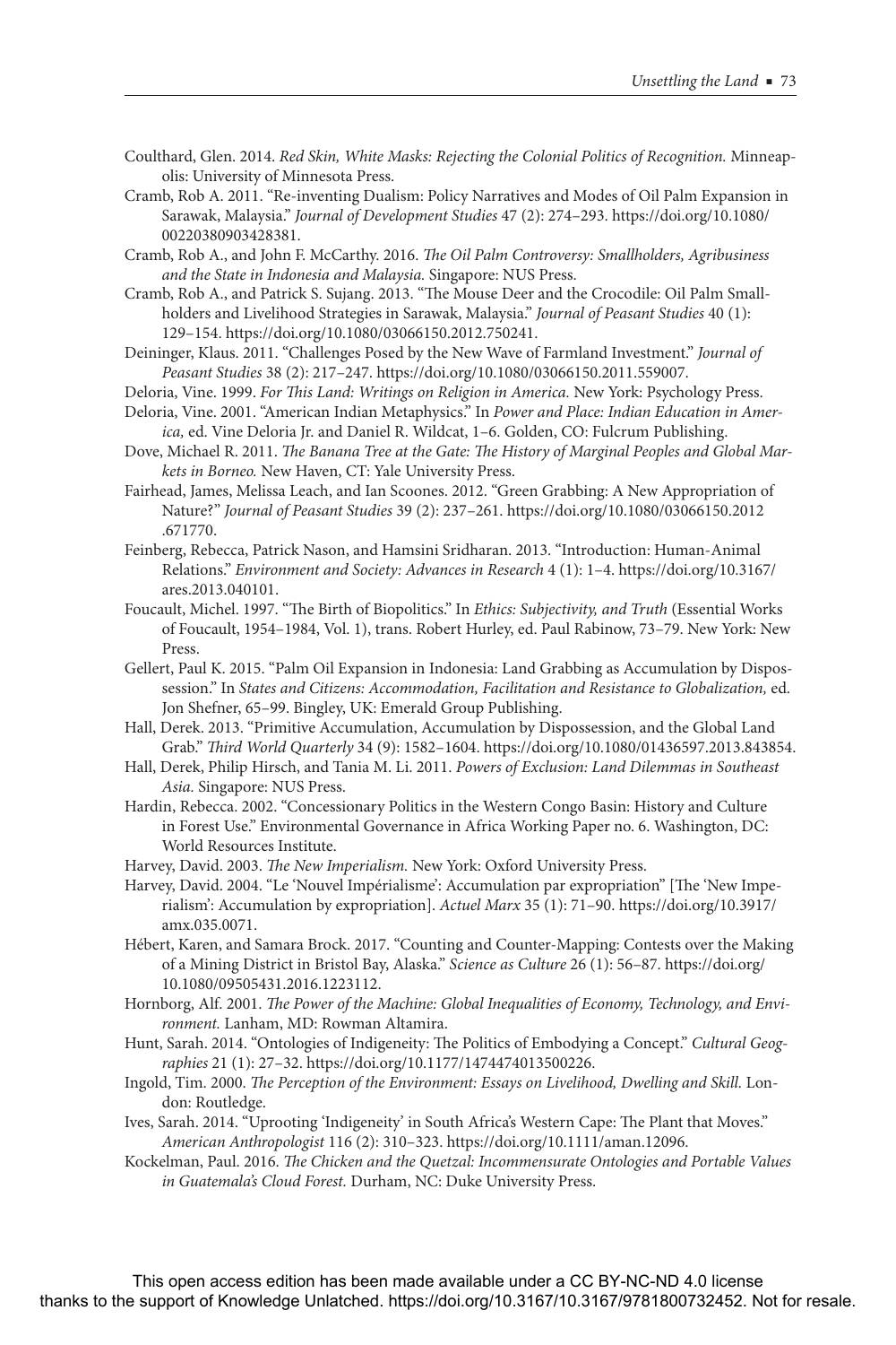Coulthard, Glen. 2014. *Red Skin, White Masks: Rejecting the Colonial Politics of Recognition.* Minneapolis: University of Minnesota Press.

Cramb, Rob A. 2011. "Re-inventing Dualism: Policy Narratives and Modes of Oil Palm Expansion in Sarawak, Malaysia." *Journal of Development Studies* 47 (2): 274–293. https://doi.org/10.1080/00220380903428381.

Cramb, Rob A., and John F. McCarthy. 2016. *The Oil Palm Controversy: Smallholders, Agribusiness and the State in Indonesia and Malaysia.* Singapore: NUS Press.

Cramb, Rob A., and Patrick S. Sujang. 2013. "The Mouse Deer and the Crocodile: Oil Palm Smallholders and Livelihood Strategies in Sarawak, Malaysia." *Journal of Peasant Studies* 40 (1): 129–154. https://doi.org/10.1080/03066150.2012.750241.

Deininger, Klaus. 2011. "Challenges Posed by the New Wave of Farmland Investment." *Journal of Peasant Studies* 38 (2): 217–247. https://doi.org/10.1080/03066150.2011.559007.

Deloria, Vine. 1999. *For This Land: Writings on Religion in America.* New York: Psychology Press.

Deloria, Vine. 2001. "American Indian Metaphysics." In *Power and Place: Indian Education in America,* ed. Vine Deloria Jr. and Daniel R. Wildcat, 1–6. Golden, CO: Fulcrum Publishing.

Dove, Michael R. 2011. *The Banana Tree at the Gate: The History of Marginal Peoples and Global Markets in Borneo.* New Haven, CT: Yale University Press.

Fairhead, James, Melissa Leach, and Ian Scoones. 2012. "Green Grabbing: A New Appropriation of Nature?" *Journal of Peasant Studies* 39 (2): 237–261. https://doi.org/10.1080/03066150.2012.671770.

Feinberg, Rebecca, Patrick Nason, and Hamsini Sridharan. 2013. "Introduction: Human-Animal Relations." *Environment and Society: Advances in Research* 4 (1): 1–4. https://doi.org/10.3167/ares.2013.040101.

Foucault, Michel. 1997. "The Birth of Biopolitics." In *Ethics: Subjectivity, and Truth* (Essential Works of Foucault, 1954–1984, Vol. 1), trans. Robert Hurley, ed. Paul Rabinow, 73–79. New York: New Press.

Gellert, Paul K. 2015. "Palm Oil Expansion in Indonesia: Land Grabbing as Accumulation by Dispossession." In *States and Citizens: Accommodation, Facilitation and Resistance to Globalization,* ed. Jon Shefner, 65–99. Bingley, UK: Emerald Group Publishing.

Hall, Derek. 2013. "Primitive Accumulation, Accumulation by Dispossession, and the Global Land Grab." *Third World Quarterly* 34 (9): 1582–1604. https://doi.org/10.1080/01436597.2013.843854.

Hall, Derek, Philip Hirsch, and Tania M. Li. 2011. *Powers of Exclusion: Land Dilemmas in Southeast Asia.* Singapore: NUS Press.

Hardin, Rebecca. 2002. "Concessionary Politics in the Western Congo Basin: History and Culture in Forest Use." Environmental Governance in Africa Working Paper no. 6. Washington, DC: World Resources Institute.

Harvey, David. 2003. *The New Imperialism.* New York: Oxford University Press.

Harvey, David. 2004. "Le 'Nouvel Impérialisme': Accumulation par expropriation" [The 'New Imperialism': Accumulation by expropriation]. *Actuel Marx* 35 (1): 71–90. https://doi.org/10.3917/amx.035.0071.

Hébert, Karen, and Samara Brock. 2017. "Counting and Counter-Mapping: Contests over the Making of a Mining District in Bristol Bay, Alaska." *Science as Culture* 26 (1): 56–87. https://doi.org/10.1080/09505431.2016.1223112.

Hornborg, Alf. 2001. *The Power of the Machine: Global Inequalities of Economy, Technology, and Environment.* Lanham, MD: Rowman Altamira.

Hunt, Sarah. 2014. "Ontologies of Indigeneity: The Politics of Embodying a Concept." *Cultural Geographies* 21 (1): 27–32. https://doi.org/10.1177/1474474013500226.

Ingold, Tim. 2000. *The Perception of the Environment: Essays on Livelihood, Dwelling and Skill.* London: Routledge.

Ives, Sarah. 2014. "Uprooting 'Indigeneity' in South Africa's Western Cape: The Plant that Moves." *American Anthropologist* 116 (2): 310–323. https://doi.org/10.1111/aman.12096.

Kockelman, Paul. 2016. *The Chicken and the Quetzal: Incommensurate Ontologies and Portable Values in Guatemala's Cloud Forest.* Durham, NC: Duke University Press.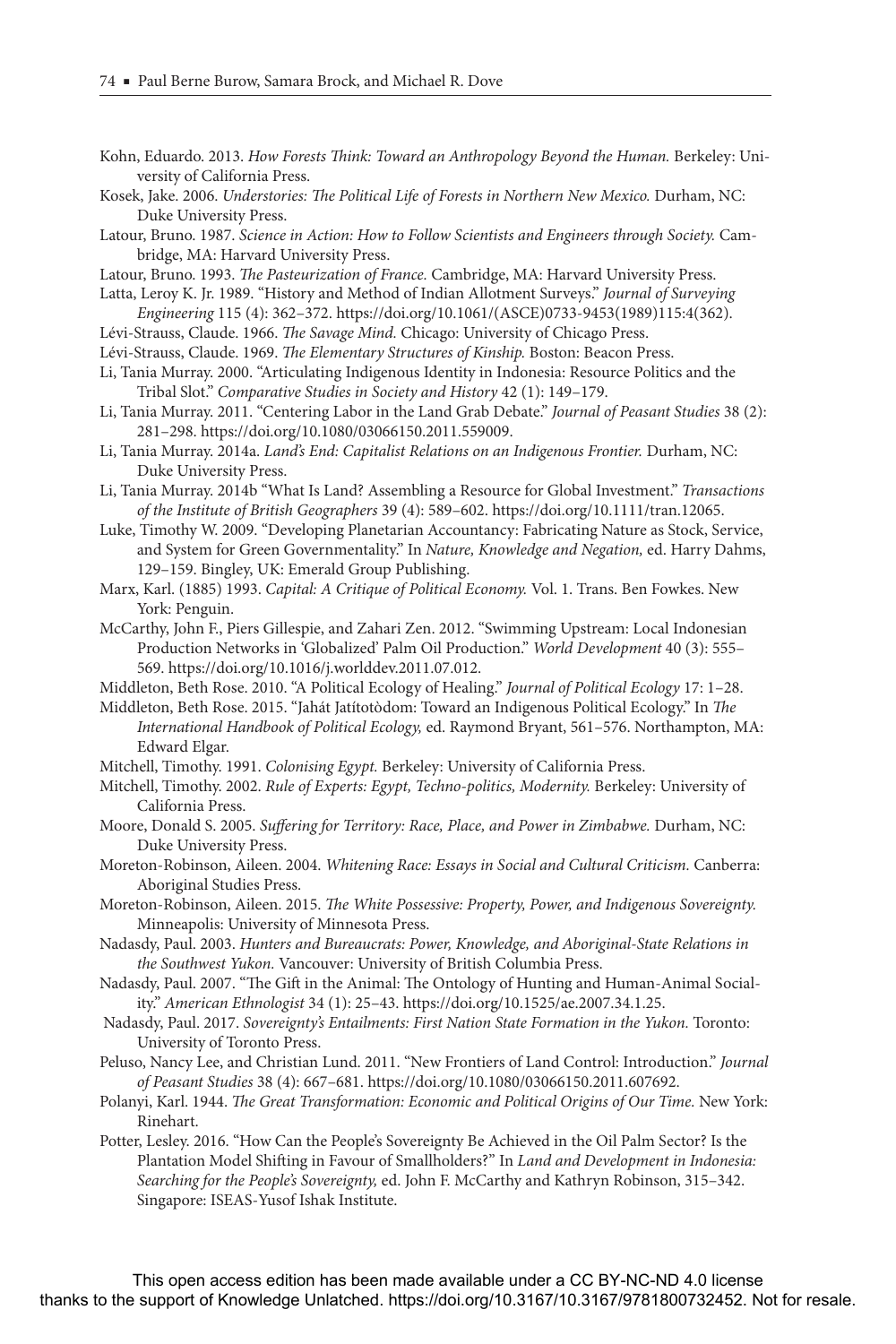Kohn, Eduardo. 2013. *How Forests Think: Toward an Anthropology Beyond the Human.* Berkeley: University of California Press.

Kosek, Jake. 2006. *Understories: The Political Life of Forests in Northern New Mexico.* Durham, NC: Duke University Press.

Latour, Bruno. 1987. *Science in Action: How to Follow Scientists and Engineers through Society.* Cambridge, MA: Harvard University Press.

Latour, Bruno. 1993. *The Pasteurization of France.* Cambridge, MA: Harvard University Press.

Latta, Leroy K. Jr. 1989. "History and Method of Indian Allotment Surveys." *Journal of Surveying Engineering* 115 (4): 362–372. https://doi.org/10.1061/(ASCE)0733-9453(1989)115:4(362).

Lévi-Strauss, Claude. 1966. *The Savage Mind.* Chicago: University of Chicago Press.

Lévi-Strauss, Claude. 1969. *The Elementary Structures of Kinship.* Boston: Beacon Press.

Li, Tania Murray. 2000. "Articulating Indigenous Identity in Indonesia: Resource Politics and the Tribal Slot." *Comparative Studies in Society and History* 42 (1): 149–179.

Li, Tania Murray. 2011. "Centering Labor in the Land Grab Debate." *Journal of Peasant Studies* 38 (2): 281–298. https://doi.org/10.1080/03066150.2011.559009.

Li, Tania Murray. 2014a. *Land's End: Capitalist Relations on an Indigenous Frontier.* Durham, NC: Duke University Press.

Li, Tania Murray. 2014b "What Is Land? Assembling a Resource for Global Investment." *Transactions of the Institute of British Geographers* 39 (4): 589–602. https://doi.org/10.1111/tran.12065.

Luke, Timothy W. 2009. "Developing Planetarian Accountancy: Fabricating Nature as Stock, Service, and System for Green Governmentality." In *Nature, Knowledge and Negation,* ed. Harry Dahms, 129–159. Bingley, UK: Emerald Group Publishing.

Marx, Karl. (1885) 1993. *Capital: A Critique of Political Economy.* Vol. 1. Trans. Ben Fowkes. New York: Penguin.

McCarthy, John F., Piers Gillespie, and Zahari Zen. 2012. "Swimming Upstream: Local Indonesian Production Networks in 'Globalized' Palm Oil Production." *World Development* 40 (3): 555–569. https://doi.org/10.1016/j.worlddev.2011.07.012.

Middleton, Beth Rose. 2010. "A Political Ecology of Healing." *Journal of Political Ecology* 17: 1–28.

Middleton, Beth Rose. 2015. "Jahát Jatítotòdom: Toward an Indigenous Political Ecology." In *The International Handbook of Political Ecology,* ed. Raymond Bryant, 561–576. Northampton, MA: Edward Elgar.

Mitchell, Timothy. 1991. *Colonising Egypt.* Berkeley: University of California Press.

Mitchell, Timothy. 2002. *Rule of Experts: Egypt, Techno-politics, Modernity.* Berkeley: University of California Press.

Moore, Donald S. 2005. *Suffering for Territory: Race, Place, and Power in Zimbabwe.* Durham, NC: Duke University Press.

Moreton-Robinson, Aileen. 2004. *Whitening Race: Essays in Social and Cultural Criticism.* Canberra: Aboriginal Studies Press.

Moreton-Robinson, Aileen. 2015. *The White Possessive: Property, Power, and Indigenous Sovereignty.* Minneapolis: University of Minnesota Press.

Nadasdy, Paul. 2003. *Hunters and Bureaucrats: Power, Knowledge, and Aboriginal-State Relations in the Southwest Yukon.* Vancouver: University of British Columbia Press.

Nadasdy, Paul. 2007. "The Gift in the Animal: The Ontology of Hunting and Human-Animal Sociality." *American Ethnologist* 34 (1): 25–43. https://doi.org/10.1525/ae.2007.34.1.25.

Nadasdy, Paul. 2017. *Sovereignty's Entailments: First Nation State Formation in the Yukon.* Toronto: University of Toronto Press.

Peluso, Nancy Lee, and Christian Lund. 2011. "New Frontiers of Land Control: Introduction." *Journal of Peasant Studies* 38 (4): 667–681. https://doi.org/10.1080/03066150.2011.607692.

Polanyi, Karl. 1944. *The Great Transformation: Economic and Political Origins of Our Time.* New York: Rinehart.

Potter, Lesley. 2016. "How Can the People's Sovereignty Be Achieved in the Oil Palm Sector? Is the Plantation Model Shifting in Favour of Smallholders?" In *Land and Development in Indonesia: Searching for the People's Sovereignty,* ed. John F. McCarthy and Kathryn Robinson, 315–342. Singapore: ISEAS-Yusof Ishak Institute.

This open access edition has been made available under a CC BY-NC-ND 4.0 license thanks to the support of Knowledge Unlatched. https://doi.org/10.3167/10.3167/9781800732452. Not for resale.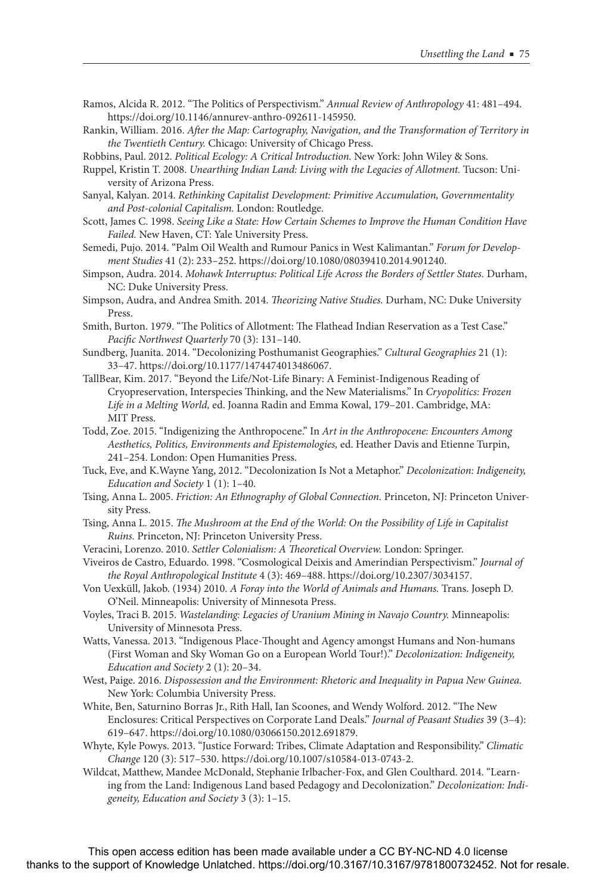Ramos, Alcida R. 2012. "The Politics of Perspectivism." *Annual Review of Anthropology* 41: 481–494. https://doi.org/10.1146/annurev-anthro-092611-145950.

Rankin, William. 2016. *After the Map: Cartography, Navigation, and the Transformation of Territory in the Twentieth Century.* Chicago: University of Chicago Press.

Robbins, Paul. 2012. *Political Ecology: A Critical Introduction.* New York: John Wiley & Sons.

Ruppel, Kristin T. 2008. *Unearthing Indian Land: Living with the Legacies of Allotment.* Tucson: University of Arizona Press.

Sanyal, Kalyan. 2014. *Rethinking Capitalist Development: Primitive Accumulation, Governmentality and Post-colonial Capitalism.* London: Routledge.

Scott, James C. 1998. *Seeing Like a State: How Certain Schemes to Improve the Human Condition Have Failed.* New Haven, CT: Yale University Press.

Semedi, Pujo. 2014. "Palm Oil Wealth and Rumour Panics in West Kalimantan." *Forum for Development Studies* 41 (2): 233–252. https://doi.org/10.1080/08039410.2014.901240.

Simpson, Audra. 2014. *Mohawk Interruptus: Political Life Across the Borders of Settler States.* Durham, NC: Duke University Press.

Simpson, Audra, and Andrea Smith. 2014. *Theorizing Native Studies.* Durham, NC: Duke University Press.

Smith, Burton. 1979. "The Politics of Allotment: The Flathead Indian Reservation as a Test Case." *Pacific Northwest Quarterly* 70 (3): 131–140.

Sundberg, Juanita. 2014. "Decolonizing Posthumanist Geographies." *Cultural Geographies* 21 (1): 33–47. https://doi.org/10.1177/1474474013486067.

TallBear, Kim. 2017. "Beyond the Life/Not-Life Binary: A Feminist-Indigenous Reading of Cryopreservation, Interspecies Thinking, and the New Materialisms." In *Cryopolitics: Frozen Life in a Melting World,* ed. Joanna Radin and Emma Kowal, 179–201. Cambridge, MA: MIT Press.

Todd, Zoe. 2015. "Indigenizing the Anthropocene." In *Art in the Anthropocene: Encounters Among Aesthetics, Politics, Environments and Epistemologies,* ed. Heather Davis and Etienne Turpin, 241–254. London: Open Humanities Press.

Tuck, Eve, and K.Wayne Yang, 2012. "Decolonization Is Not a Metaphor." *Decolonization: Indigeneity, Education and Society* 1 (1): 1–40.

Tsing, Anna L. 2005. *Friction: An Ethnography of Global Connection.* Princeton, NJ: Princeton University Press.

Tsing, Anna L. 2015. *The Mushroom at the End of the World: On the Possibility of Life in Capitalist Ruins.* Princeton, NJ: Princeton University Press.

Veracini, Lorenzo. 2010. *Settler Colonialism: A Theoretical Overview.* London: Springer.

Viveiros de Castro, Eduardo. 1998. "Cosmological Deixis and Amerindian Perspectivism." *Journal of the Royal Anthropological Institute* 4 (3): 469–488. https://doi.org/10.2307/3034157.

Von Uexküll, Jakob. (1934) 2010. *A Foray into the World of Animals and Humans.* Trans. Joseph D. O'Neil. Minneapolis: University of Minnesota Press.

Voyles, Traci B. 2015. *Wastelanding: Legacies of Uranium Mining in Navajo Country.* Minneapolis: University of Minnesota Press.

Watts, Vanessa. 2013. "Indigenous Place-Thought and Agency amongst Humans and Non-humans (First Woman and Sky Woman Go on a European World Tour!)." *Decolonization: Indigeneity, Education and Society* 2 (1): 20–34.

West, Paige. 2016. *Dispossession and the Environment: Rhetoric and Inequality in Papua New Guinea.* New York: Columbia University Press.

White, Ben, Saturnino Borras Jr., Rith Hall, Ian Scoones, and Wendy Wolford. 2012. "The New Enclosures: Critical Perspectives on Corporate Land Deals." *Journal of Peasant Studies* 39 (3–4): 619–647. https://doi.org/10.1080/03066150.2012.691879.

Whyte, Kyle Powys. 2013. "Justice Forward: Tribes, Climate Adaptation and Responsibility." *Climatic Change* 120 (3): 517–530. https://doi.org/10.1007/s10584-013-0743-2.

Wildcat, Matthew, Mandee McDonald, Stephanie Irlbacher-Fox, and Glen Coulthard. 2014. "Learning from the Land: Indigenous Land based Pedagogy and Decolonization." *Decolonization: Indigeneity, Education and Society* 3 (3): 1–15.

This open access edition has been made available under a CC BY-NC-ND 4.0 license thanks to the support of Knowledge Unlatched. https://doi.org/10.3167/10.3167/9781800732452. Not for resale.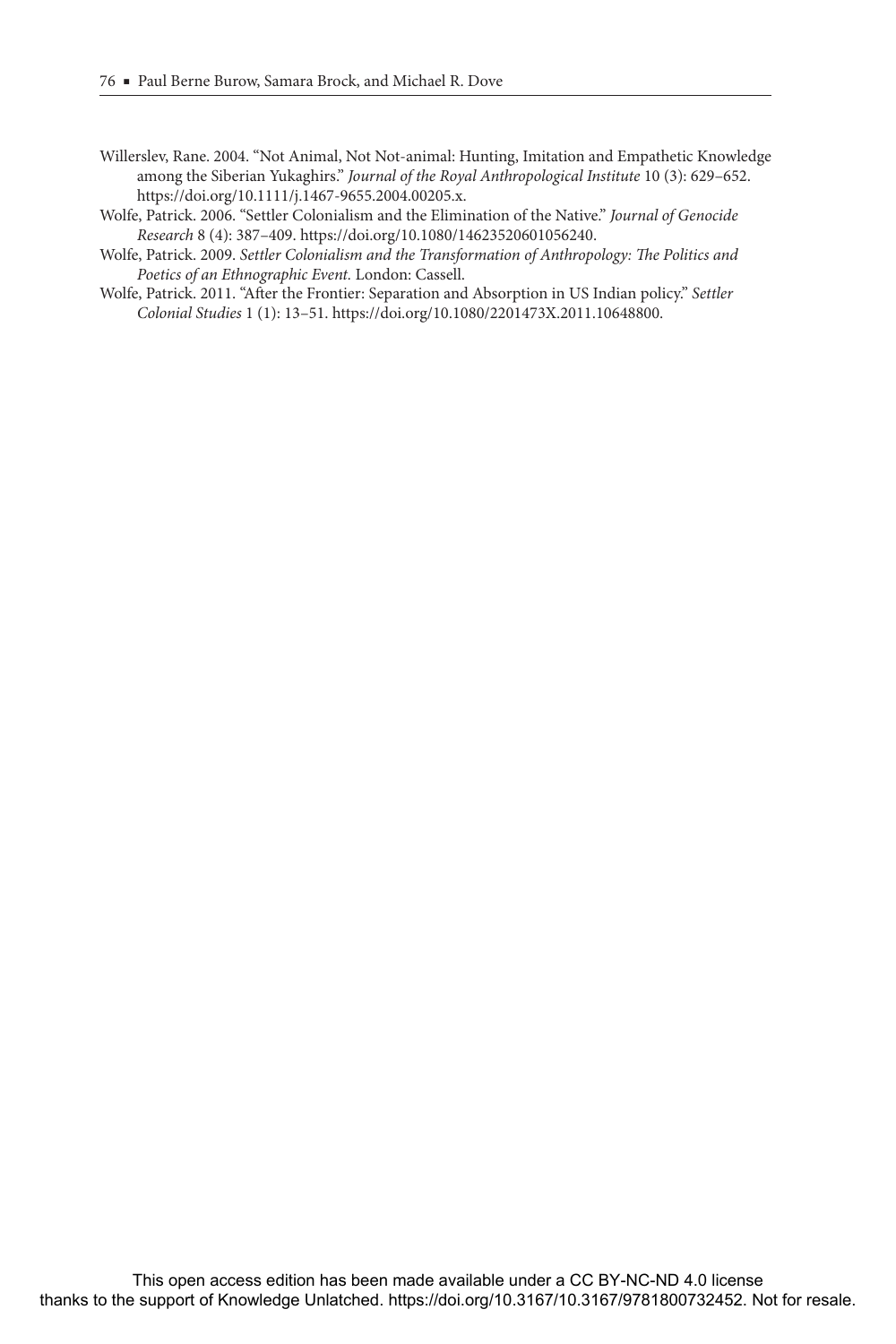Willerslev, Rane. 2004. "Not Animal, Not Not-animal: Hunting, Imitation and Empathetic Knowledge among the Siberian Yukaghirs." *Journal of the Royal Anthropological Institute* 10 (3): 629–652. https://doi.org/10.1111/j.1467-9655.2004.00205.x.

Wolfe, Patrick. 2006. "Settler Colonialism and the Elimination of the Native." *Journal of Genocide Research* 8 (4): 387–409. https://doi.org/10.1080/14623520601056240.

Wolfe, Patrick. 2009. *Settler Colonialism and the Transformation of Anthropology: The Politics and Poetics of an Ethnographic Event.* London: Cassell.

Wolfe, Patrick. 2011. "After the Frontier: Separation and Absorption in US Indian policy." *Settler Colonial Studies* 1 (1): 13–51. https://doi.org/10.1080/2201473X.2011.10648800.

This open access edition has been made available under a CC BY-NC-ND 4.0 license thanks to the support of Knowledge Unlatched. https://doi.org/10.3167/10.3167/9781800732452. Not for resale.